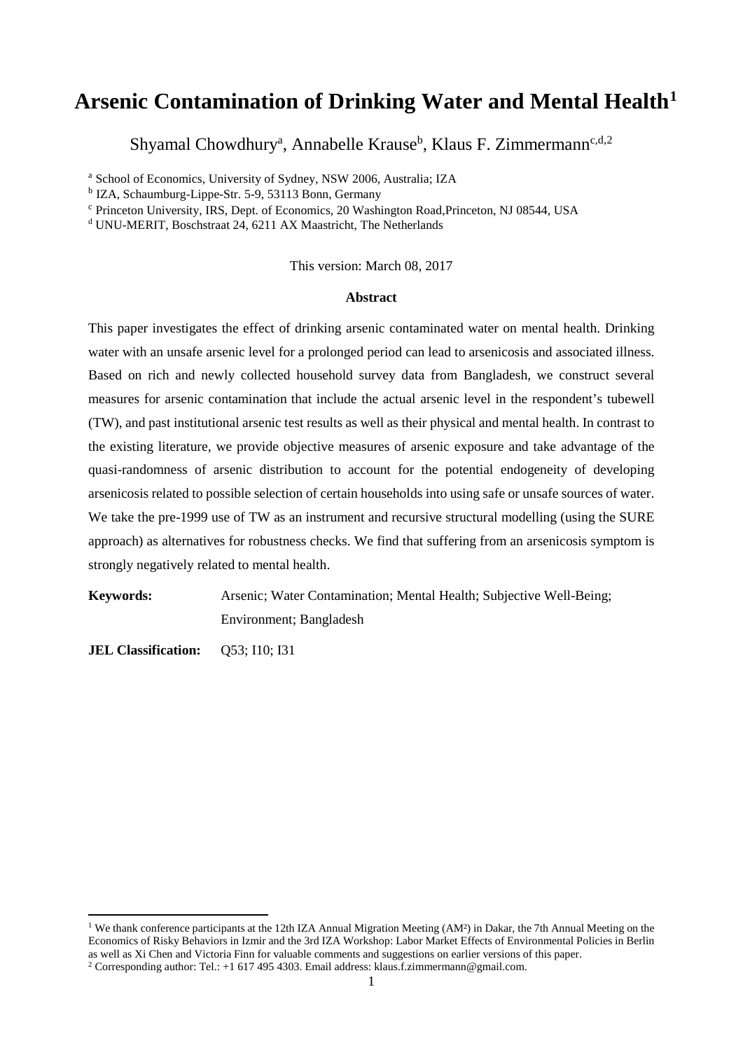# Arsenic Contamination of Drinking Water and Mental Health[1]

Shyamal Chowdhury[a], Annabelle Krause[b], Klaus F. Zimmermann[c,d,2]

[a] School of Economics, University of Sydney, NSW 2006, Australia; IZA

[b] IZA, Schaumburg-Lippe-Str. 5-9, 53113 Bonn, Germany

[c] Princeton University, IRS, Dept. of Economics, 20 Washington Road,Princeton, NJ 08544, USA

[d] UNU-MERIT, Boschstraat 24, 6211 AX Maastricht, The Netherlands

This version: March 08, 2017

**Abstract**

This paper investigates the effect of drinking arsenic contaminated water on mental health. Drinking water with an unsafe arsenic level for a prolonged period can lead to arsenicosis and associated illness. Based on rich and newly collected household survey data from Bangladesh, we construct several measures for arsenic contamination that include the actual arsenic level in the respondent's tubewell (TW), and past institutional arsenic test results as well as their physical and mental health. In contrast to the existing literature, we provide objective measures of arsenic exposure and take advantage of the quasi-randomness of arsenic distribution to account for the potential endogeneity of developing arsenicosis related to possible selection of certain households into using safe or unsafe sources of water. We take the pre-1999 use of TW as an instrument and recursive structural modelling (using the SURE approach) as alternatives for robustness checks. We find that suffering from an arsenicosis symptom is strongly negatively related to mental health.

**Keywords:** Arsenic; Water Contamination; Mental Health; Subjective Well-Being; Environment; Bangladesh

**JEL Classification:** Q53; I10; I31

---

[1] We thank conference participants at the 12th IZA Annual Migration Meeting (AM²) in Dakar, the 7th Annual Meeting on the Economics of Risky Behaviors in Izmir and the 3rd IZA Workshop: Labor Market Effects of Environmental Policies in Berlin as well as Xi Chen and Victoria Finn for valuable comments and suggestions on earlier versions of this paper.

[2] Corresponding author: Tel.: +1 617 495 4303. Email address: klaus.f.zimmermann@gmail.com.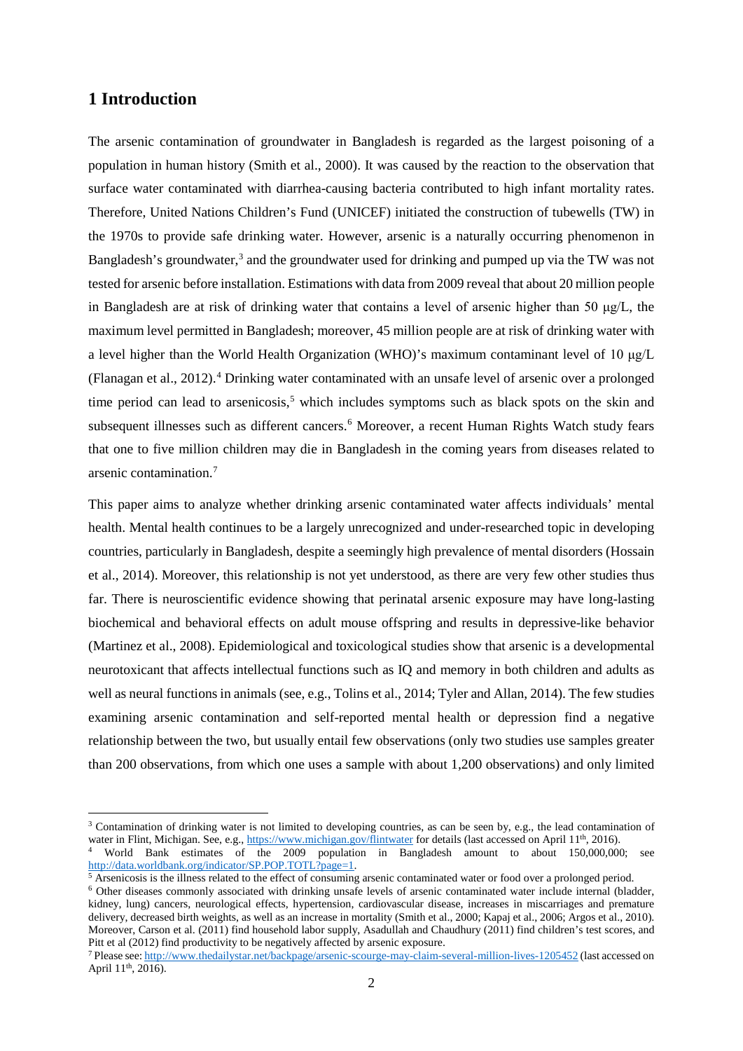# 1 Introduction

The arsenic contamination of groundwater in Bangladesh is regarded as the largest poisoning of a population in human history (Smith et al., 2000). It was caused by the reaction to the observation that surface water contaminated with diarrhea-causing bacteria contributed to high infant mortality rates. Therefore, United Nations Children's Fund (UNICEF) initiated the construction of tubewells (TW) in the 1970s to provide safe drinking water. However, arsenic is a naturally occurring phenomenon in Bangladesh's groundwater,[3] and the groundwater used for drinking and pumped up via the TW was not tested for arsenic before installation. Estimations with data from 2009 reveal that about 20 million people in Bangladesh are at risk of drinking water that contains a level of arsenic higher than 50 μg/L, the maximum level permitted in Bangladesh; moreover, 45 million people are at risk of drinking water with a level higher than the World Health Organization (WHO)'s maximum contaminant level of 10 μg/L (Flanagan et al., 2012).[4] Drinking water contaminated with an unsafe level of arsenic over a prolonged time period can lead to arsenicosis,[5] which includes symptoms such as black spots on the skin and subsequent illnesses such as different cancers.[6] Moreover, a recent Human Rights Watch study fears that one to five million children may die in Bangladesh in the coming years from diseases related to arsenic contamination.[7]

This paper aims to analyze whether drinking arsenic contaminated water affects individuals' mental health. Mental health continues to be a largely unrecognized and under-researched topic in developing countries, particularly in Bangladesh, despite a seemingly high prevalence of mental disorders (Hossain et al., 2014). Moreover, this relationship is not yet understood, as there are very few other studies thus far. There is neuroscientific evidence showing that perinatal arsenic exposure may have long-lasting biochemical and behavioral effects on adult mouse offspring and results in depressive-like behavior (Martinez et al., 2008). Epidemiological and toxicological studies show that arsenic is a developmental neurotoxicant that affects intellectual functions such as IQ and memory in both children and adults as well as neural functions in animals (see, e.g., Tolins et al., 2014; Tyler and Allan, 2014). The few studies examining arsenic contamination and self-reported mental health or depression find a negative relationship between the two, but usually entail few observations (only two studies use samples greater than 200 observations, from which one uses a sample with about 1,200 observations) and only limited

---

[3] Contamination of drinking water is not limited to developing countries, as can be seen by, e.g., the lead contamination of water in Flint, Michigan. See, e.g., https://www.michigan.gov/flintwater for details (last accessed on April 11th, 2016).

[4] World Bank estimates of the 2009 population in Bangladesh amount to about 150,000,000; see http://data.worldbank.org/indicator/SP.POP.TOTL?page=1.

[5] Arsenicosis is the illness related to the effect of consuming arsenic contaminated water or food over a prolonged period.

[6] Other diseases commonly associated with drinking unsafe levels of arsenic contaminated water include internal (bladder, kidney, lung) cancers, neurological effects, hypertension, cardiovascular disease, increases in miscarriages and premature delivery, decreased birth weights, as well as an increase in mortality (Smith et al., 2000; Kapaj et al., 2006; Argos et al., 2010). Moreover, Carson et al. (2011) find household labor supply, Asadullah and Chaudhury (2011) find children's test scores, and Pitt et al (2012) find productivity to be negatively affected by arsenic exposure.

[7] Please see: http://www.thedailystar.net/backpage/arsenic-scourge-may-claim-several-million-lives-1205452 (last accessed on April 11th, 2016).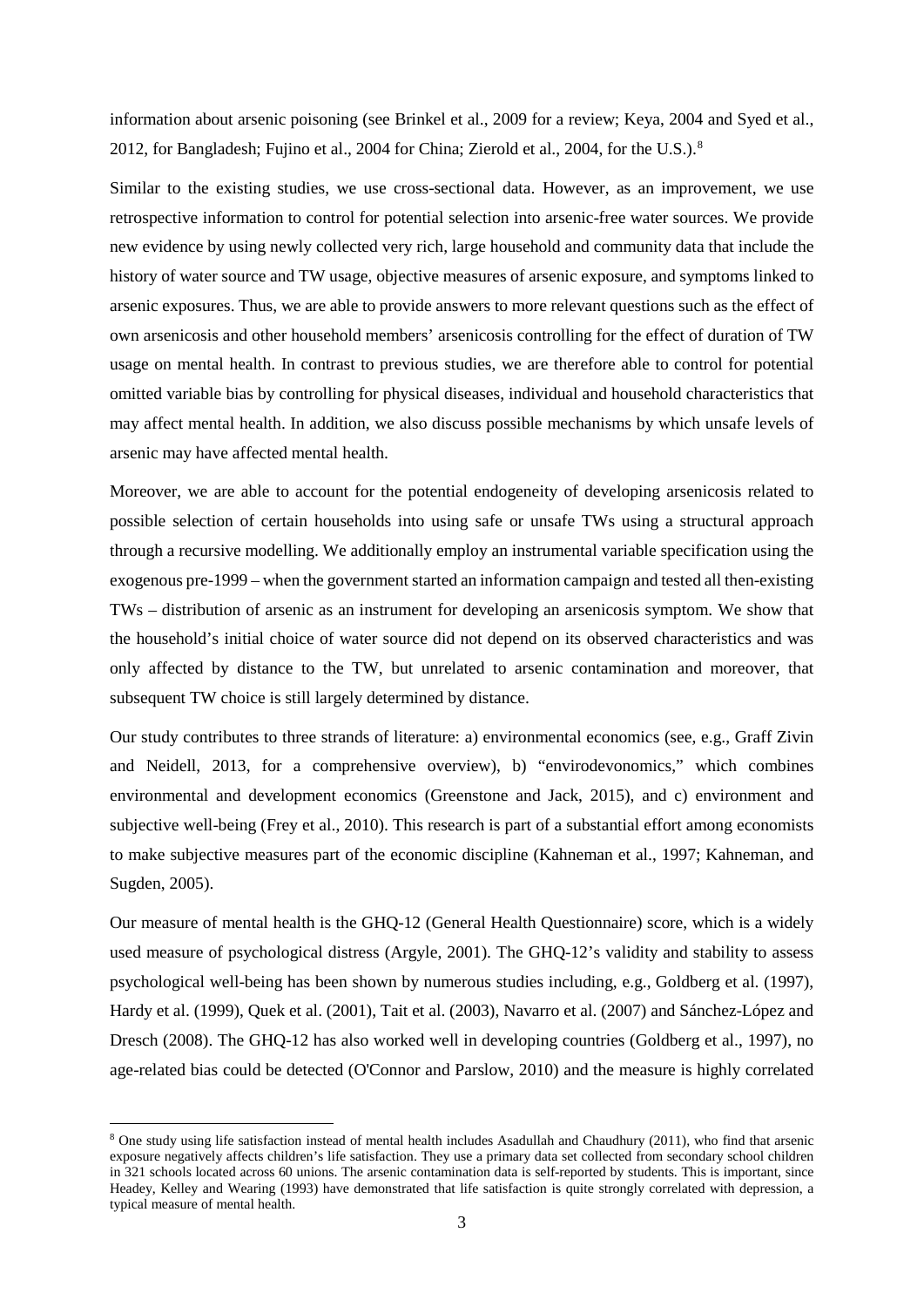information about arsenic poisoning (see Brinkel et al., 2009 for a review; Keya, 2004 and Syed et al., 2012, for Bangladesh; Fujino et al., 2004 for China; Zierold et al., 2004, for the U.S.).[8]

Similar to the existing studies, we use cross-sectional data. However, as an improvement, we use retrospective information to control for potential selection into arsenic-free water sources. We provide new evidence by using newly collected very rich, large household and community data that include the history of water source and TW usage, objective measures of arsenic exposure, and symptoms linked to arsenic exposures. Thus, we are able to provide answers to more relevant questions such as the effect of own arsenicosis and other household members' arsenicosis controlling for the effect of duration of TW usage on mental health. In contrast to previous studies, we are therefore able to control for potential omitted variable bias by controlling for physical diseases, individual and household characteristics that may affect mental health. In addition, we also discuss possible mechanisms by which unsafe levels of arsenic may have affected mental health.

Moreover, we are able to account for the potential endogeneity of developing arsenicosis related to possible selection of certain households into using safe or unsafe TWs using a structural approach through a recursive modelling. We additionally employ an instrumental variable specification using the exogenous pre-1999 – when the government started an information campaign and tested all then-existing TWs – distribution of arsenic as an instrument for developing an arsenicosis symptom. We show that the household's initial choice of water source did not depend on its observed characteristics and was only affected by distance to the TW, but unrelated to arsenic contamination and moreover, that subsequent TW choice is still largely determined by distance.

Our study contributes to three strands of literature: a) environmental economics (see, e.g., Graff Zivin and Neidell, 2013, for a comprehensive overview), b) "envirodevonomics," which combines environmental and development economics (Greenstone and Jack, 2015), and c) environment and subjective well-being (Frey et al., 2010). This research is part of a substantial effort among economists to make subjective measures part of the economic discipline (Kahneman et al., 1997; Kahneman, and Sugden, 2005).

Our measure of mental health is the GHQ-12 (General Health Questionnaire) score, which is a widely used measure of psychological distress (Argyle, 2001). The GHQ-12's validity and stability to assess psychological well-being has been shown by numerous studies including, e.g., Goldberg et al. (1997), Hardy et al. (1999), Quek et al. (2001), Tait et al. (2003), Navarro et al. (2007) and Sánchez-López and Dresch (2008). The GHQ-12 has also worked well in developing countries (Goldberg et al., 1997), no age-related bias could be detected (O'Connor and Parslow, 2010) and the measure is highly correlated

[8] One study using life satisfaction instead of mental health includes Asadullah and Chaudhury (2011), who find that arsenic exposure negatively affects children's life satisfaction. They use a primary data set collected from secondary school children in 321 schools located across 60 unions. The arsenic contamination data is self-reported by students. This is important, since Headey, Kelley and Wearing (1993) have demonstrated that life satisfaction is quite strongly correlated with depression, a typical measure of mental health.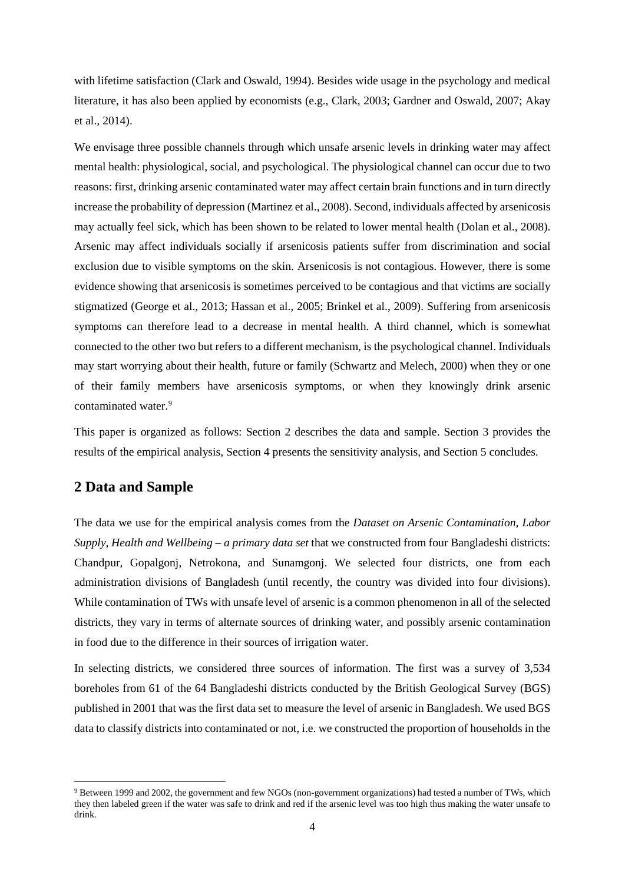with lifetime satisfaction (Clark and Oswald, 1994). Besides wide usage in the psychology and medical literature, it has also been applied by economists (e.g., Clark, 2003; Gardner and Oswald, 2007; Akay et al., 2014).

We envisage three possible channels through which unsafe arsenic levels in drinking water may affect mental health: physiological, social, and psychological. The physiological channel can occur due to two reasons: first, drinking arsenic contaminated water may affect certain brain functions and in turn directly increase the probability of depression (Martinez et al., 2008). Second, individuals affected by arsenicosis may actually feel sick, which has been shown to be related to lower mental health (Dolan et al., 2008). Arsenic may affect individuals socially if arsenicosis patients suffer from discrimination and social exclusion due to visible symptoms on the skin. Arsenicosis is not contagious. However, there is some evidence showing that arsenicosis is sometimes perceived to be contagious and that victims are socially stigmatized (George et al., 2013; Hassan et al., 2005; Brinkel et al., 2009). Suffering from arsenicosis symptoms can therefore lead to a decrease in mental health. A third channel, which is somewhat connected to the other two but refers to a different mechanism, is the psychological channel. Individuals may start worrying about their health, future or family (Schwartz and Melech, 2000) when they or one of their family members have arsenicosis symptoms, or when they knowingly drink arsenic contaminated water.[9]

This paper is organized as follows: Section 2 describes the data and sample. Section 3 provides the results of the empirical analysis, Section 4 presents the sensitivity analysis, and Section 5 concludes.

## 2 Data and Sample

The data we use for the empirical analysis comes from the *Dataset on Arsenic Contamination, Labor Supply, Health and Wellbeing – a primary data set* that we constructed from four Bangladeshi districts: Chandpur, Gopalgonj, Netrokona, and Sunamgonj. We selected four districts, one from each administration divisions of Bangladesh (until recently, the country was divided into four divisions). While contamination of TWs with unsafe level of arsenic is a common phenomenon in all of the selected districts, they vary in terms of alternate sources of drinking water, and possibly arsenic contamination in food due to the difference in their sources of irrigation water.

In selecting districts, we considered three sources of information. The first was a survey of 3,534 boreholes from 61 of the 64 Bangladeshi districts conducted by the British Geological Survey (BGS) published in 2001 that was the first data set to measure the level of arsenic in Bangladesh. We used BGS data to classify districts into contaminated or not, i.e. we constructed the proportion of households in the

[9] Between 1999 and 2002, the government and few NGOs (non-government organizations) had tested a number of TWs, which they then labeled green if the water was safe to drink and red if the arsenic level was too high thus making the water unsafe to drink.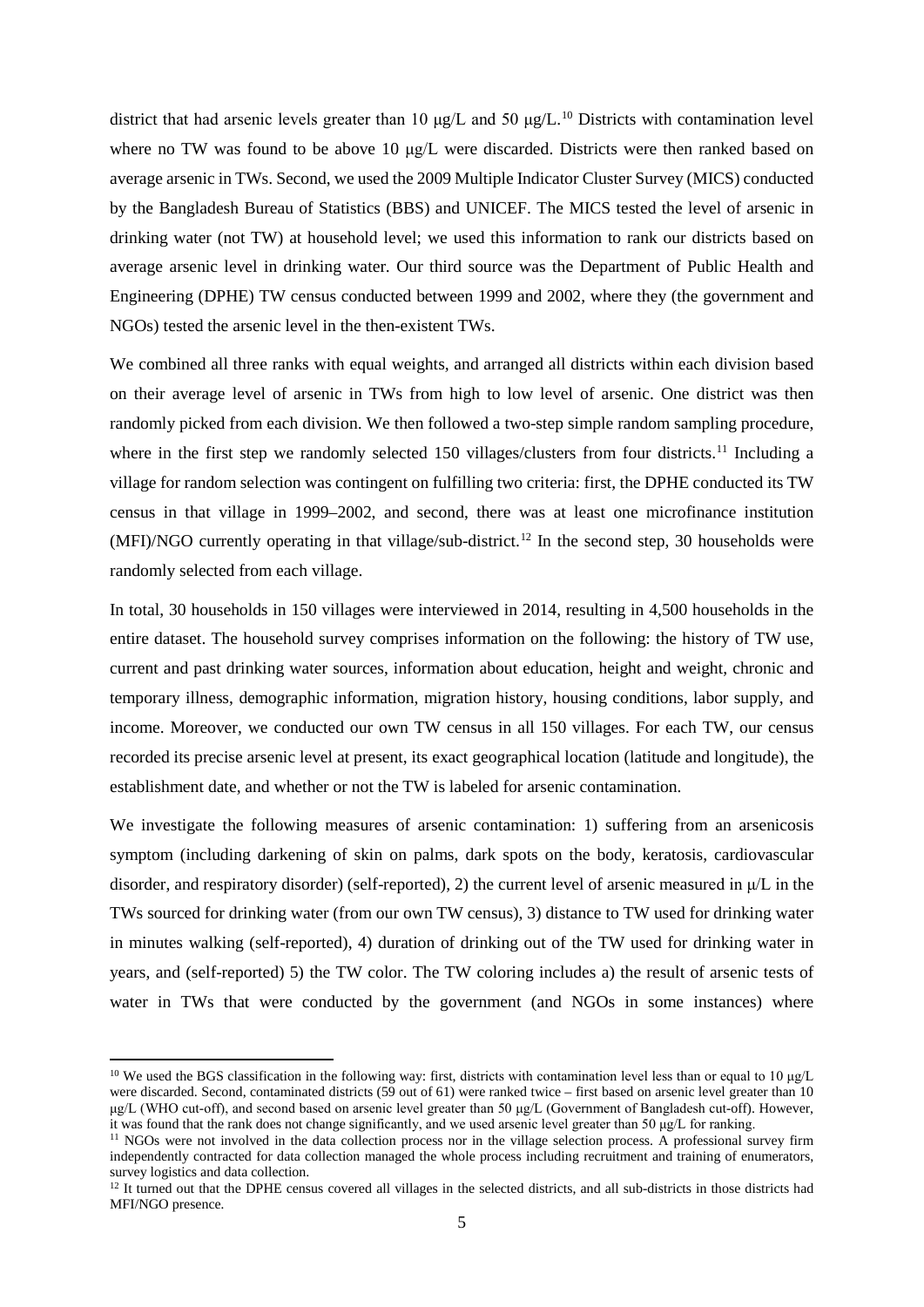district that had arsenic levels greater than 10 μg/L and 50 μg/L.[10] Districts with contamination level where no TW was found to be above 10 μg/L were discarded. Districts were then ranked based on average arsenic in TWs. Second, we used the 2009 Multiple Indicator Cluster Survey (MICS) conducted by the Bangladesh Bureau of Statistics (BBS) and UNICEF. The MICS tested the level of arsenic in drinking water (not TW) at household level; we used this information to rank our districts based on average arsenic level in drinking water. Our third source was the Department of Public Health and Engineering (DPHE) TW census conducted between 1999 and 2002, where they (the government and NGOs) tested the arsenic level in the then-existent TWs.

We combined all three ranks with equal weights, and arranged all districts within each division based on their average level of arsenic in TWs from high to low level of arsenic. One district was then randomly picked from each division. We then followed a two-step simple random sampling procedure, where in the first step we randomly selected 150 villages/clusters from four districts.[11] Including a village for random selection was contingent on fulfilling two criteria: first, the DPHE conducted its TW census in that village in 1999–2002, and second, there was at least one microfinance institution (MFI)/NGO currently operating in that village/sub-district.[12] In the second step, 30 households were randomly selected from each village.

In total, 30 households in 150 villages were interviewed in 2014, resulting in 4,500 households in the entire dataset. The household survey comprises information on the following: the history of TW use, current and past drinking water sources, information about education, height and weight, chronic and temporary illness, demographic information, migration history, housing conditions, labor supply, and income. Moreover, we conducted our own TW census in all 150 villages. For each TW, our census recorded its precise arsenic level at present, its exact geographical location (latitude and longitude), the establishment date, and whether or not the TW is labeled for arsenic contamination.

We investigate the following measures of arsenic contamination: 1) suffering from an arsenicosis symptom (including darkening of skin on palms, dark spots on the body, keratosis, cardiovascular disorder, and respiratory disorder) (self-reported), 2) the current level of arsenic measured in μ/L in the TWs sourced for drinking water (from our own TW census), 3) distance to TW used for drinking water in minutes walking (self-reported), 4) duration of drinking out of the TW used for drinking water in years, and (self-reported) 5) the TW color. The TW coloring includes a) the result of arsenic tests of water in TWs that were conducted by the government (and NGOs in some instances) where

---

[10] We used the BGS classification in the following way: first, districts with contamination level less than or equal to 10 μg/L were discarded. Second, contaminated districts (59 out of 61) were ranked twice – first based on arsenic level greater than 10 μg/L (WHO cut-off), and second based on arsenic level greater than 50 μg/L (Government of Bangladesh cut-off). However, it was found that the rank does not change significantly, and we used arsenic level greater than 50 μg/L for ranking.

[11] NGOs were not involved in the data collection process nor in the village selection process. A professional survey firm independently contracted for data collection managed the whole process including recruitment and training of enumerators, survey logistics and data collection.

[12] It turned out that the DPHE census covered all villages in the selected districts, and all sub-districts in those districts had MFI/NGO presence.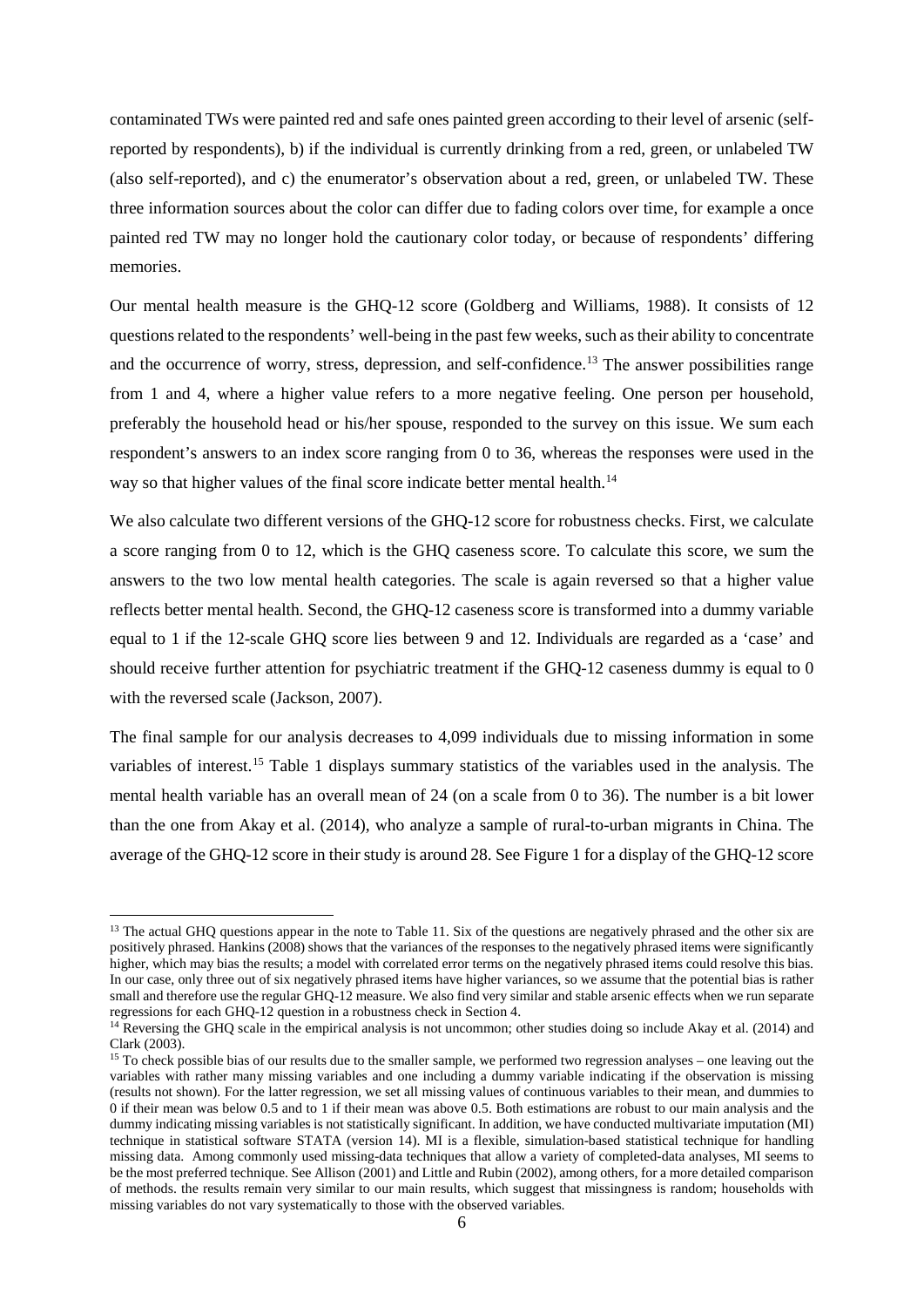contaminated TWs were painted red and safe ones painted green according to their level of arsenic (self-reported by respondents), b) if the individual is currently drinking from a red, green, or unlabeled TW (also self-reported), and c) the enumerator's observation about a red, green, or unlabeled TW. These three information sources about the color can differ due to fading colors over time, for example a once painted red TW may no longer hold the cautionary color today, or because of respondents' differing memories.

Our mental health measure is the GHQ-12 score (Goldberg and Williams, 1988). It consists of 12 questions related to the respondents' well-being in the past few weeks, such as their ability to concentrate and the occurrence of worry, stress, depression, and self-confidence.[13] The answer possibilities range from 1 and 4, where a higher value refers to a more negative feeling. One person per household, preferably the household head or his/her spouse, responded to the survey on this issue. We sum each respondent's answers to an index score ranging from 0 to 36, whereas the responses were used in the way so that higher values of the final score indicate better mental health.[14]

We also calculate two different versions of the GHQ-12 score for robustness checks. First, we calculate a score ranging from 0 to 12, which is the GHQ caseness score. To calculate this score, we sum the answers to the two low mental health categories. The scale is again reversed so that a higher value reflects better mental health. Second, the GHQ-12 caseness score is transformed into a dummy variable equal to 1 if the 12-scale GHQ score lies between 9 and 12. Individuals are regarded as a 'case' and should receive further attention for psychiatric treatment if the GHQ-12 caseness dummy is equal to 0 with the reversed scale (Jackson, 2007).

The final sample for our analysis decreases to 4,099 individuals due to missing information in some variables of interest.[15] Table 1 displays summary statistics of the variables used in the analysis. The mental health variable has an overall mean of 24 (on a scale from 0 to 36). The number is a bit lower than the one from Akay et al. (2014), who analyze a sample of rural-to-urban migrants in China. The average of the GHQ-12 score in their study is around 28. See Figure 1 for a display of the GHQ-12 score

---

[13] The actual GHQ questions appear in the note to Table 11. Six of the questions are negatively phrased and the other six are positively phrased. Hankins (2008) shows that the variances of the responses to the negatively phrased items were significantly higher, which may bias the results; a model with correlated error terms on the negatively phrased items could resolve this bias. In our case, only three out of six negatively phrased items have higher variances, so we assume that the potential bias is rather small and therefore use the regular GHQ-12 measure. We also find very similar and stable arsenic effects when we run separate regressions for each GHQ-12 question in a robustness check in Section 4.

[14] Reversing the GHQ scale in the empirical analysis is not uncommon; other studies doing so include Akay et al. (2014) and Clark (2003).

[15] To check possible bias of our results due to the smaller sample, we performed two regression analyses – one leaving out the variables with rather many missing variables and one including a dummy variable indicating if the observation is missing (results not shown). For the latter regression, we set all missing values of continuous variables to their mean, and dummies to 0 if their mean was below 0.5 and to 1 if their mean was above 0.5. Both estimations are robust to our main analysis and the dummy indicating missing variables is not statistically significant. In addition, we have conducted multivariate imputation (MI) technique in statistical software STATA (version 14). MI is a flexible, simulation-based statistical technique for handling missing data. Among commonly used missing-data techniques that allow a variety of completed-data analyses, MI seems to be the most preferred technique. See Allison (2001) and Little and Rubin (2002), among others, for a more detailed comparison of methods. the results remain very similar to our main results, which suggest that missingness is random; households with missing variables do not vary systematically to those with the observed variables.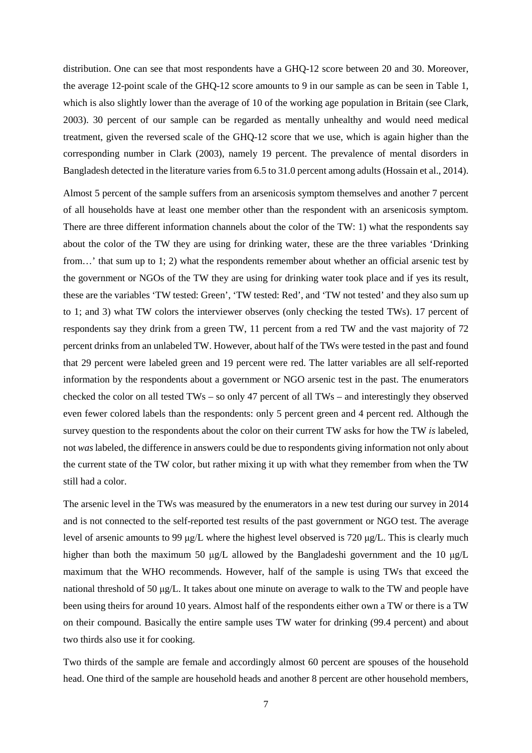distribution. One can see that most respondents have a GHQ-12 score between 20 and 30. Moreover, the average 12-point scale of the GHQ-12 score amounts to 9 in our sample as can be seen in Table 1, which is also slightly lower than the average of 10 of the working age population in Britain (see Clark, 2003). 30 percent of our sample can be regarded as mentally unhealthy and would need medical treatment, given the reversed scale of the GHQ-12 score that we use, which is again higher than the corresponding number in Clark (2003), namely 19 percent. The prevalence of mental disorders in Bangladesh detected in the literature varies from 6.5 to 31.0 percent among adults (Hossain et al., 2014).

Almost 5 percent of the sample suffers from an arsenicosis symptom themselves and another 7 percent of all households have at least one member other than the respondent with an arsenicosis symptom. There are three different information channels about the color of the TW: 1) what the respondents say about the color of the TW they are using for drinking water, these are the three variables 'Drinking from…' that sum up to 1; 2) what the respondents remember about whether an official arsenic test by the government or NGOs of the TW they are using for drinking water took place and if yes its result, these are the variables 'TW tested: Green', 'TW tested: Red', and 'TW not tested' and they also sum up to 1; and 3) what TW colors the interviewer observes (only checking the tested TWs). 17 percent of respondents say they drink from a green TW, 11 percent from a red TW and the vast majority of 72 percent drinks from an unlabeled TW. However, about half of the TWs were tested in the past and found that 29 percent were labeled green and 19 percent were red. The latter variables are all self-reported information by the respondents about a government or NGO arsenic test in the past. The enumerators checked the color on all tested TWs – so only 47 percent of all TWs – and interestingly they observed even fewer colored labels than the respondents: only 5 percent green and 4 percent red. Although the survey question to the respondents about the color on their current TW asks for how the TW *is* labeled, not *was* labeled, the difference in answers could be due to respondents giving information not only about the current state of the TW color, but rather mixing it up with what they remember from when the TW still had a color.

The arsenic level in the TWs was measured by the enumerators in a new test during our survey in 2014 and is not connected to the self-reported test results of the past government or NGO test. The average level of arsenic amounts to 99 μg/L where the highest level observed is 720 μg/L. This is clearly much higher than both the maximum 50 μg/L allowed by the Bangladeshi government and the 10 μg/L maximum that the WHO recommends. However, half of the sample is using TWs that exceed the national threshold of 50 μg/L. It takes about one minute on average to walk to the TW and people have been using theirs for around 10 years. Almost half of the respondents either own a TW or there is a TW on their compound. Basically the entire sample uses TW water for drinking (99.4 percent) and about two thirds also use it for cooking.

Two thirds of the sample are female and accordingly almost 60 percent are spouses of the household head. One third of the sample are household heads and another 8 percent are other household members,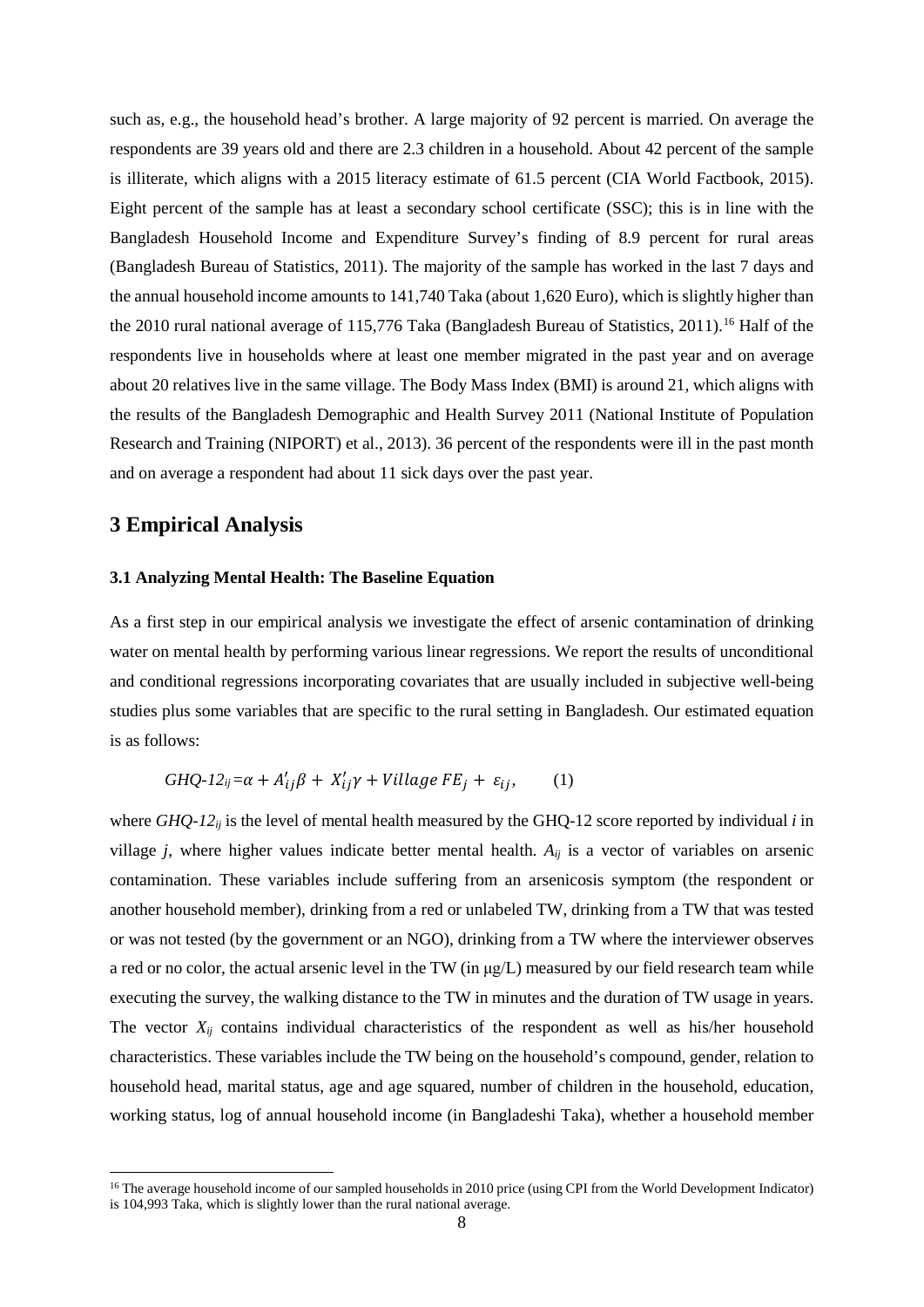such as, e.g., the household head's brother. A large majority of 92 percent is married. On average the respondents are 39 years old and there are 2.3 children in a household. About 42 percent of the sample is illiterate, which aligns with a 2015 literacy estimate of 61.5 percent (CIA World Factbook, 2015). Eight percent of the sample has at least a secondary school certificate (SSC); this is in line with the Bangladesh Household Income and Expenditure Survey's finding of 8.9 percent for rural areas (Bangladesh Bureau of Statistics, 2011). The majority of the sample has worked in the last 7 days and the annual household income amounts to 141,740 Taka (about 1,620 Euro), which is slightly higher than the 2010 rural national average of 115,776 Taka (Bangladesh Bureau of Statistics, 2011).[16] Half of the respondents live in households where at least one member migrated in the past year and on average about 20 relatives live in the same village. The Body Mass Index (BMI) is around 21, which aligns with the results of the Bangladesh Demographic and Health Survey 2011 (National Institute of Population Research and Training (NIPORT) et al., 2013). 36 percent of the respondents were ill in the past month and on average a respondent had about 11 sick days over the past year.

## 3 Empirical Analysis

### 3.1 Analyzing Mental Health: The Baseline Equation

As a first step in our empirical analysis we investigate the effect of arsenic contamination of drinking water on mental health by performing various linear regressions. We report the results of unconditional and conditional regressions incorporating covariates that are usually included in subjective well-being studies plus some variables that are specific to the rural setting in Bangladesh. Our estimated equation is as follows:

$$GHQ\text{-}12_{ij} = \alpha + A'_{ij}\beta + X'_{ij}\gamma + Village\ FE_j + \varepsilon_{ij}, \qquad (1)$$

where $GHQ\text{-}12_{ij}$ is the level of mental health measured by the GHQ-12 score reported by individual $i$ in village $j$, where higher values indicate better mental health. $A_{ij}$ is a vector of variables on arsenic contamination. These variables include suffering from an arsenicosis symptom (the respondent or another household member), drinking from a red or unlabeled TW, drinking from a TW that was tested or was not tested (by the government or an NGO), drinking from a TW where the interviewer observes a red or no color, the actual arsenic level in the TW (in μg/L) measured by our field research team while executing the survey, the walking distance to the TW in minutes and the duration of TW usage in years. The vector $X_{ij}$ contains individual characteristics of the respondent as well as his/her household characteristics. These variables include the TW being on the household's compound, gender, relation to household head, marital status, age and age squared, number of children in the household, education, working status, log of annual household income (in Bangladeshi Taka), whether a household member

[16] The average household income of our sampled households in 2010 price (using CPI from the World Development Indicator) is 104,993 Taka, which is slightly lower than the rural national average.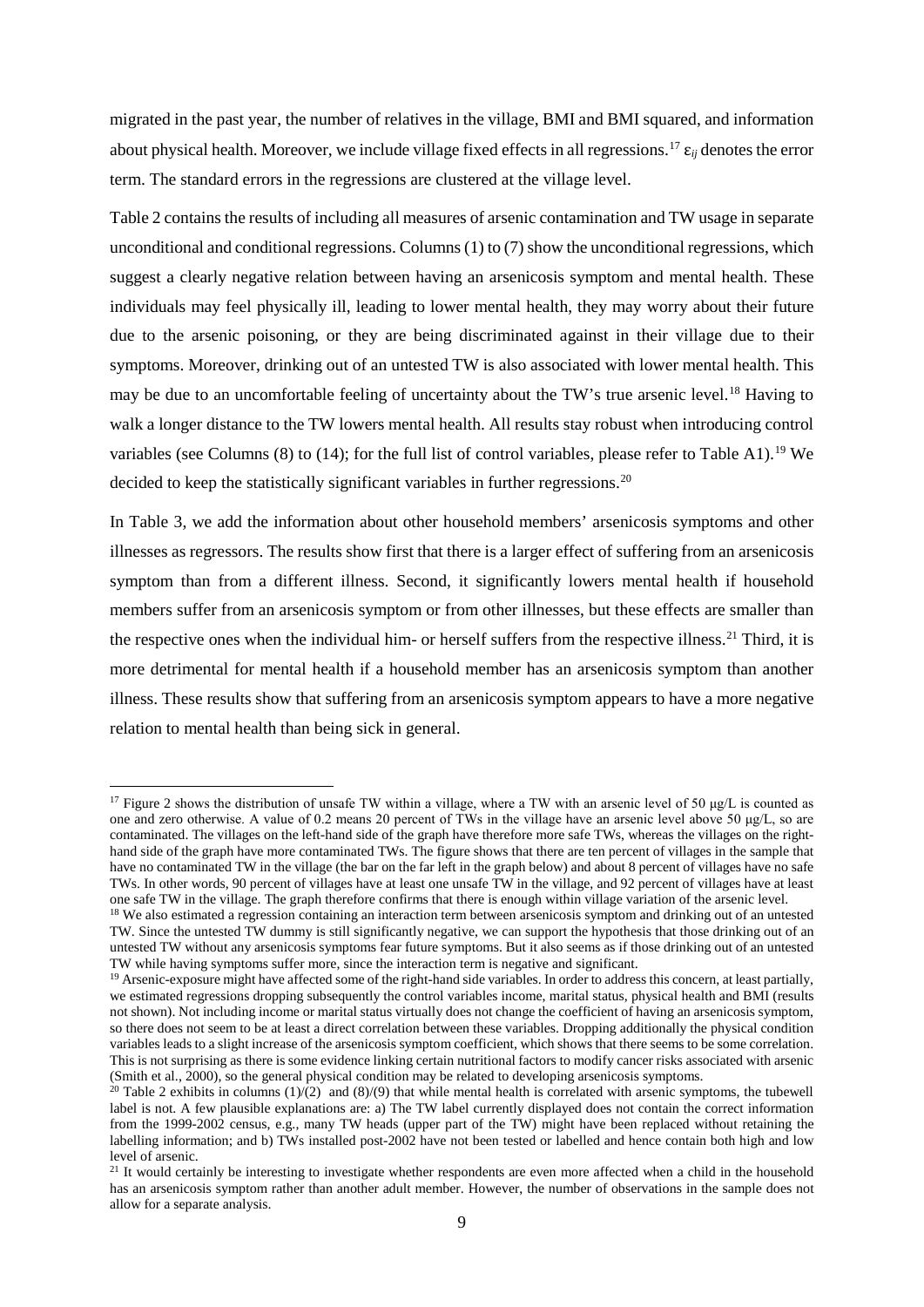migrated in the past year, the number of relatives in the village, BMI and BMI squared, and information about physical health. Moreover, we include village fixed effects in all regressions.[17] $\varepsilon_{ij}$ denotes the error term. The standard errors in the regressions are clustered at the village level.

Table 2 contains the results of including all measures of arsenic contamination and TW usage in separate unconditional and conditional regressions. Columns (1) to (7) show the unconditional regressions, which suggest a clearly negative relation between having an arsenicosis symptom and mental health. These individuals may feel physically ill, leading to lower mental health, they may worry about their future due to the arsenic poisoning, or they are being discriminated against in their village due to their symptoms. Moreover, drinking out of an untested TW is also associated with lower mental health. This may be due to an uncomfortable feeling of uncertainty about the TW's true arsenic level.[18] Having to walk a longer distance to the TW lowers mental health. All results stay robust when introducing control variables (see Columns (8) to (14); for the full list of control variables, please refer to Table A1).[19] We decided to keep the statistically significant variables in further regressions.[20]

In Table 3, we add the information about other household members' arsenicosis symptoms and other illnesses as regressors. The results show first that there is a larger effect of suffering from an arsenicosis symptom than from a different illness. Second, it significantly lowers mental health if household members suffer from an arsenicosis symptom or from other illnesses, but these effects are smaller than the respective ones when the individual him- or herself suffers from the respective illness.[21] Third, it is more detrimental for mental health if a household member has an arsenicosis symptom than another illness. These results show that suffering from an arsenicosis symptom appears to have a more negative relation to mental health than being sick in general.

[17] Figure 2 shows the distribution of unsafe TW within a village, where a TW with an arsenic level of 50 μg/L is counted as one and zero otherwise. A value of 0.2 means 20 percent of TWs in the village have an arsenic level above 50 μg/L, so are contaminated. The villages on the left-hand side of the graph have therefore more safe TWs, whereas the villages on the right-hand side of the graph have more contaminated TWs. The figure shows that there are ten percent of villages in the sample that have no contaminated TW in the village (the bar on the far left in the graph below) and about 8 percent of villages have no safe TWs. In other words, 90 percent of villages have at least one unsafe TW in the village, and 92 percent of villages have at least one safe TW in the village. The graph therefore confirms that there is enough within village variation of the arsenic level.

[18] We also estimated a regression containing an interaction term between arsenicosis symptom and drinking out of an untested TW. Since the untested TW dummy is still significantly negative, we can support the hypothesis that those drinking out of an untested TW without any arsenicosis symptoms fear future symptoms. But it also seems as if those drinking out of an untested TW while having symptoms suffer more, since the interaction term is negative and significant.

[19] Arsenic-exposure might have affected some of the right-hand side variables. In order to address this concern, at least partially, we estimated regressions dropping subsequently the control variables income, marital status, physical health and BMI (results not shown). Not including income or marital status virtually does not change the coefficient of having an arsenicosis symptom, so there does not seem to be at least a direct correlation between these variables. Dropping additionally the physical condition variables leads to a slight increase of the arsenicosis symptom coefficient, which shows that there seems to be some correlation. This is not surprising as there is some evidence linking certain nutritional factors to modify cancer risks associated with arsenic (Smith et al., 2000), so the general physical condition may be related to developing arsenicosis symptoms.

[20] Table 2 exhibits in columns (1)/(2) and (8)/(9) that while mental health is correlated with arsenic symptoms, the tubewell label is not. A few plausible explanations are: a) The TW label currently displayed does not contain the correct information from the 1999-2002 census, e.g., many TW heads (upper part of the TW) might have been replaced without retaining the labelling information; and b) TWs installed post-2002 have not been tested or labelled and hence contain both high and low level of arsenic.

[21] It would certainly be interesting to investigate whether respondents are even more affected when a child in the household has an arsenicosis symptom rather than another adult member. However, the number of observations in the sample does not allow for a separate analysis.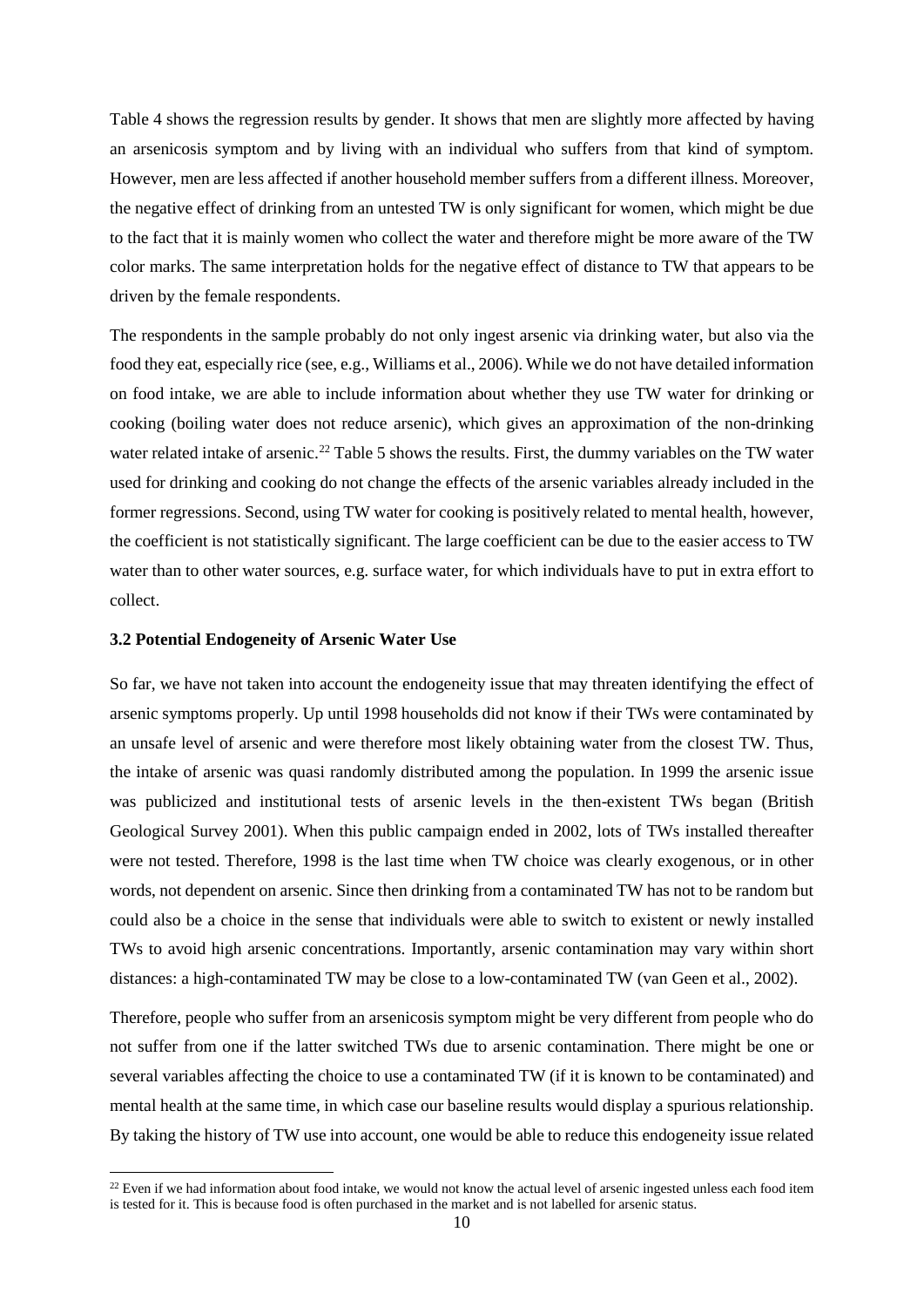Table 4 shows the regression results by gender. It shows that men are slightly more affected by having an arsenicosis symptom and by living with an individual who suffers from that kind of symptom. However, men are less affected if another household member suffers from a different illness. Moreover, the negative effect of drinking from an untested TW is only significant for women, which might be due to the fact that it is mainly women who collect the water and therefore might be more aware of the TW color marks. The same interpretation holds for the negative effect of distance to TW that appears to be driven by the female respondents.

The respondents in the sample probably do not only ingest arsenic via drinking water, but also via the food they eat, especially rice (see, e.g., Williams et al., 2006). While we do not have detailed information on food intake, we are able to include information about whether they use TW water for drinking or cooking (boiling water does not reduce arsenic), which gives an approximation of the non-drinking water related intake of arsenic.[22] Table 5 shows the results. First, the dummy variables on the TW water used for drinking and cooking do not change the effects of the arsenic variables already included in the former regressions. Second, using TW water for cooking is positively related to mental health, however, the coefficient is not statistically significant. The large coefficient can be due to the easier access to TW water than to other water sources, e.g. surface water, for which individuals have to put in extra effort to collect.

### 3.2 Potential Endogeneity of Arsenic Water Use

So far, we have not taken into account the endogeneity issue that may threaten identifying the effect of arsenic symptoms properly. Up until 1998 households did not know if their TWs were contaminated by an unsafe level of arsenic and were therefore most likely obtaining water from the closest TW. Thus, the intake of arsenic was quasi randomly distributed among the population. In 1999 the arsenic issue was publicized and institutional tests of arsenic levels in the then-existent TWs began (British Geological Survey 2001). When this public campaign ended in 2002, lots of TWs installed thereafter were not tested. Therefore, 1998 is the last time when TW choice was clearly exogenous, or in other words, not dependent on arsenic. Since then drinking from a contaminated TW has not to be random but could also be a choice in the sense that individuals were able to switch to existent or newly installed TWs to avoid high arsenic concentrations. Importantly, arsenic contamination may vary within short distances: a high-contaminated TW may be close to a low-contaminated TW (van Geen et al., 2002).

Therefore, people who suffer from an arsenicosis symptom might be very different from people who do not suffer from one if the latter switched TWs due to arsenic contamination. There might be one or several variables affecting the choice to use a contaminated TW (if it is known to be contaminated) and mental health at the same time, in which case our baseline results would display a spurious relationship. By taking the history of TW use into account, one would be able to reduce this endogeneity issue related

[22] Even if we had information about food intake, we would not know the actual level of arsenic ingested unless each food item is tested for it. This is because food is often purchased in the market and is not labelled for arsenic status.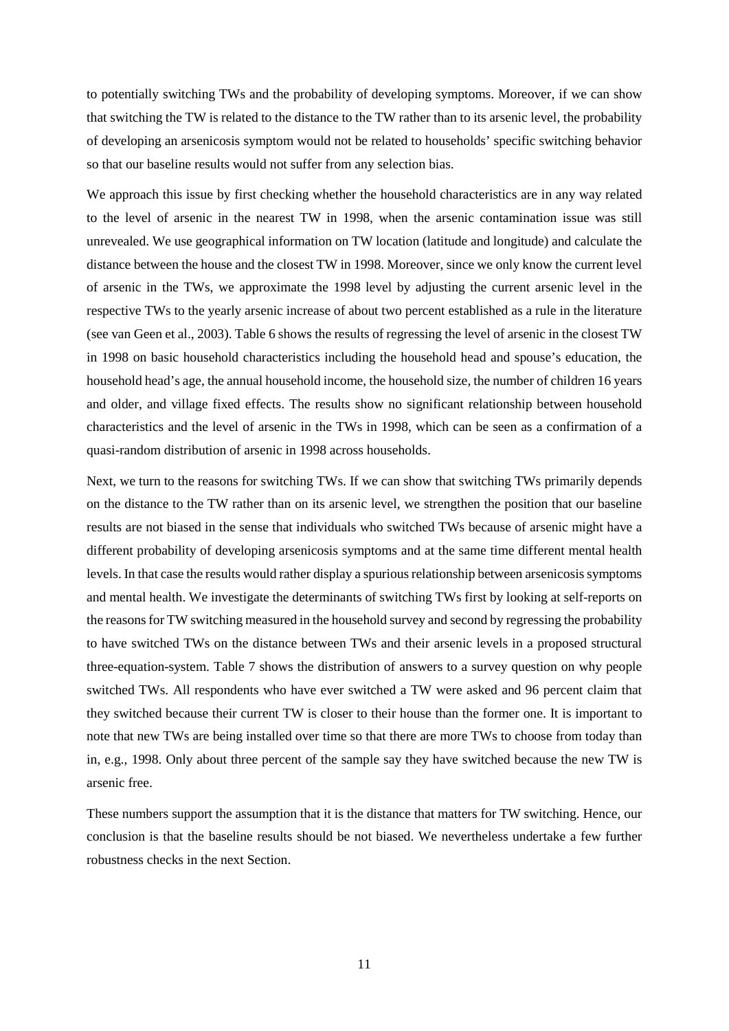to potentially switching TWs and the probability of developing symptoms. Moreover, if we can show that switching the TW is related to the distance to the TW rather than to its arsenic level, the probability of developing an arsenicosis symptom would not be related to households' specific switching behavior so that our baseline results would not suffer from any selection bias.

We approach this issue by first checking whether the household characteristics are in any way related to the level of arsenic in the nearest TW in 1998, when the arsenic contamination issue was still unrevealed. We use geographical information on TW location (latitude and longitude) and calculate the distance between the house and the closest TW in 1998. Moreover, since we only know the current level of arsenic in the TWs, we approximate the 1998 level by adjusting the current arsenic level in the respective TWs to the yearly arsenic increase of about two percent established as a rule in the literature (see van Geen et al., 2003). Table 6 shows the results of regressing the level of arsenic in the closest TW in 1998 on basic household characteristics including the household head and spouse's education, the household head's age, the annual household income, the household size, the number of children 16 years and older, and village fixed effects. The results show no significant relationship between household characteristics and the level of arsenic in the TWs in 1998, which can be seen as a confirmation of a quasi-random distribution of arsenic in 1998 across households.

Next, we turn to the reasons for switching TWs. If we can show that switching TWs primarily depends on the distance to the TW rather than on its arsenic level, we strengthen the position that our baseline results are not biased in the sense that individuals who switched TWs because of arsenic might have a different probability of developing arsenicosis symptoms and at the same time different mental health levels. In that case the results would rather display a spurious relationship between arsenicosis symptoms and mental health. We investigate the determinants of switching TWs first by looking at self-reports on the reasons for TW switching measured in the household survey and second by regressing the probability to have switched TWs on the distance between TWs and their arsenic levels in a proposed structural three-equation-system. Table 7 shows the distribution of answers to a survey question on why people switched TWs. All respondents who have ever switched a TW were asked and 96 percent claim that they switched because their current TW is closer to their house than the former one. It is important to note that new TWs are being installed over time so that there are more TWs to choose from today than in, e.g., 1998. Only about three percent of the sample say they have switched because the new TW is arsenic free.

These numbers support the assumption that it is the distance that matters for TW switching. Hence, our conclusion is that the baseline results should be not biased. We nevertheless undertake a few further robustness checks in the next Section.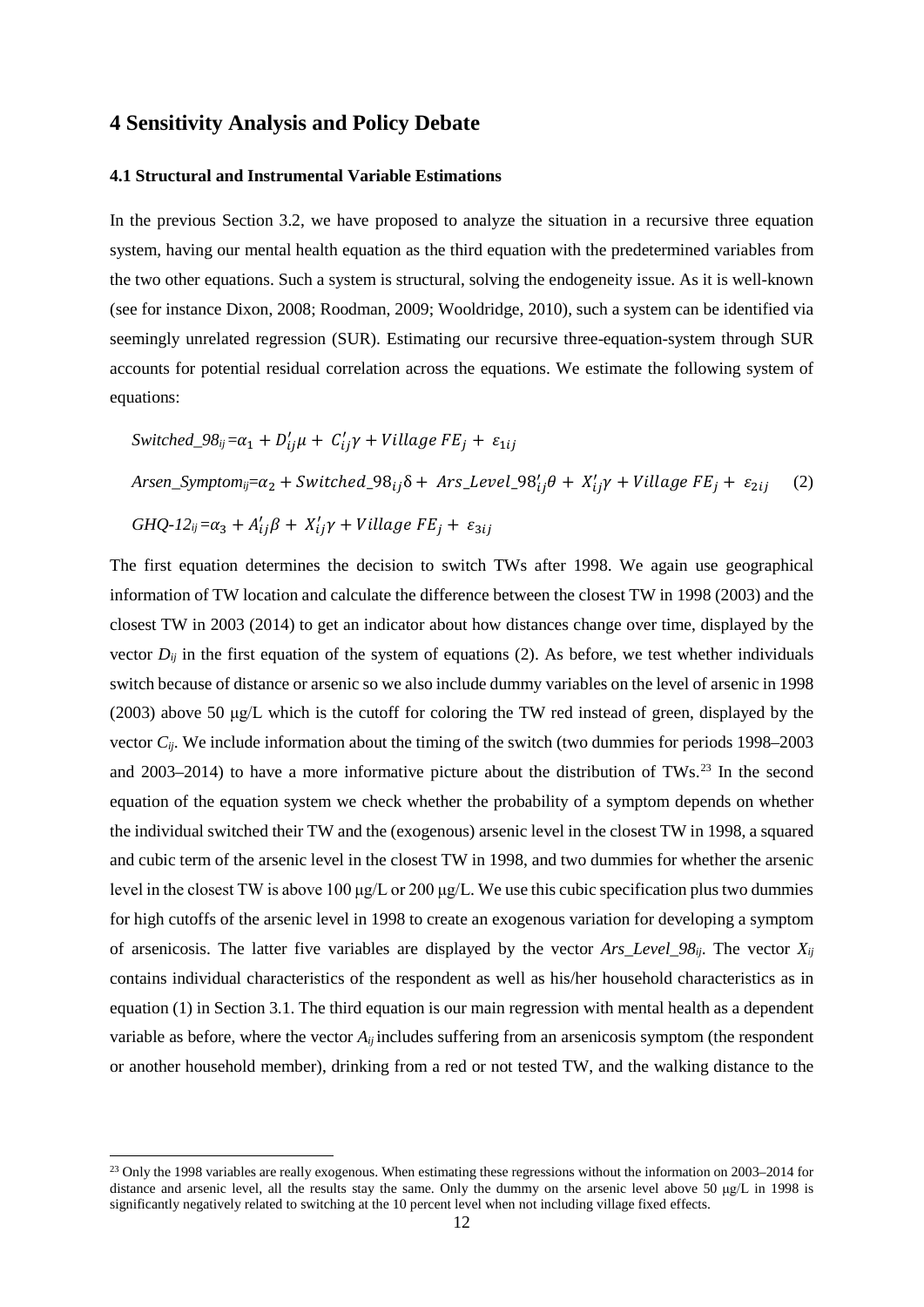## 4 Sensitivity Analysis and Policy Debate

### 4.1 Structural and Instrumental Variable Estimations

In the previous Section 3.2, we have proposed to analyze the situation in a recursive three equation system, having our mental health equation as the third equation with the predetermined variables from the two other equations. Such a system is structural, solving the endogeneity issue. As it is well-known (see for instance Dixon, 2008; Roodman, 2009; Wooldridge, 2010), such a system can be identified via seemingly unrelated regression (SUR). Estimating our recursive three-equation-system through SUR accounts for potential residual correlation across the equations. We estimate the following system of equations:

$$
\begin{aligned}
&Switched\_98_{ij} = \alpha_1 + D_{ij}'\mu + C_{ij}'\gamma + Village\ FE_j + \varepsilon_{1ij} \\
&Arsen\_Symptom_{ij} = \alpha_2 + Switched\_98_{ij}\delta + Ars\_Level\_98_{ij}'\theta + X_{ij}'\gamma + Village\ FE_j + \varepsilon_{2ij} \qquad (2) \\
&GHQ\text{-}12_{ij} = \alpha_3 + A_{ij}'\beta + X_{ij}'\gamma + Village\ FE_j + \varepsilon_{3ij}
\end{aligned}
$$

The first equation determines the decision to switch TWs after 1998. We again use geographical information of TW location and calculate the difference between the closest TW in 1998 (2003) and the closest TW in 2003 (2014) to get an indicator about how distances change over time, displayed by the vector $D_{ij}$ in the first equation of the system of equations (2). As before, we test whether individuals switch because of distance or arsenic so we also include dummy variables on the level of arsenic in 1998 (2003) above 50 μg/L which is the cutoff for coloring the TW red instead of green, displayed by the vector $C_{ij}$. We include information about the timing of the switch (two dummies for periods 1998–2003 and 2003–2014) to have a more informative picture about the distribution of TWs.[23] In the second equation of the equation system we check whether the probability of a symptom depends on whether the individual switched their TW and the (exogenous) arsenic level in the closest TW in 1998, a squared and cubic term of the arsenic level in the closest TW in 1998, and two dummies for whether the arsenic level in the closest TW is above 100 μg/L or 200 μg/L. We use this cubic specification plus two dummies for high cutoffs of the arsenic level in 1998 to create an exogenous variation for developing a symptom of arsenicosis. The latter five variables are displayed by the vector $Ars\_Level\_98_{ij}$. The vector $X_{ij}$ contains individual characteristics of the respondent as well as his/her household characteristics as in equation (1) in Section 3.1. The third equation is our main regression with mental health as a dependent variable as before, where the vector $A_{ij}$ includes suffering from an arsenicosis symptom (the respondent or another household member), drinking from a red or not tested TW, and the walking distance to the

[23] Only the 1998 variables are really exogenous. When estimating these regressions without the information on 2003–2014 for distance and arsenic level, all the results stay the same. Only the dummy on the arsenic level above 50 μg/L in 1998 is significantly negatively related to switching at the 10 percent level when not including village fixed effects.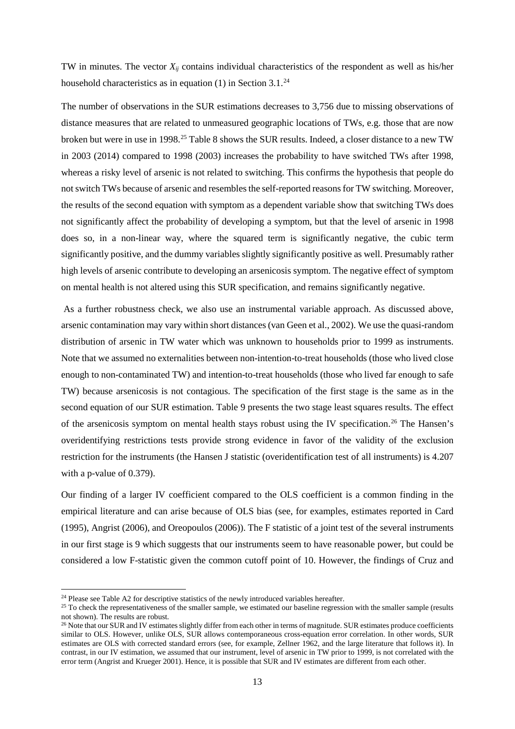TW in minutes. The vector $X_{ij}$ contains individual characteristics of the respondent as well as his/her household characteristics as in equation (1) in Section 3.1.[24]

The number of observations in the SUR estimations decreases to 3,756 due to missing observations of distance measures that are related to unmeasured geographic locations of TWs, e.g. those that are now broken but were in use in 1998.[25] Table 8 shows the SUR results. Indeed, a closer distance to a new TW in 2003 (2014) compared to 1998 (2003) increases the probability to have switched TWs after 1998, whereas a risky level of arsenic is not related to switching. This confirms the hypothesis that people do not switch TWs because of arsenic and resembles the self-reported reasons for TW switching. Moreover, the results of the second equation with symptom as a dependent variable show that switching TWs does not significantly affect the probability of developing a symptom, but that the level of arsenic in 1998 does so, in a non-linear way, where the squared term is significantly negative, the cubic term significantly positive, and the dummy variables slightly significantly positive as well. Presumably rather high levels of arsenic contribute to developing an arsenicosis symptom. The negative effect of symptom on mental health is not altered using this SUR specification, and remains significantly negative.

As a further robustness check, we also use an instrumental variable approach. As discussed above, arsenic contamination may vary within short distances (van Geen et al., 2002). We use the quasi-random distribution of arsenic in TW water which was unknown to households prior to 1999 as instruments. Note that we assumed no externalities between non-intention-to-treat households (those who lived close enough to non-contaminated TW) and intention-to-treat households (those who lived far enough to safe TW) because arsenicosis is not contagious. The specification of the first stage is the same as in the second equation of our SUR estimation. Table 9 presents the two stage least squares results. The effect of the arsenicosis symptom on mental health stays robust using the IV specification.[26] The Hansen's overidentifying restrictions tests provide strong evidence in favor of the validity of the exclusion restriction for the instruments (the Hansen J statistic (overidentification test of all instruments) is 4.207 with a p-value of 0.379).

Our finding of a larger IV coefficient compared to the OLS coefficient is a common finding in the empirical literature and can arise because of OLS bias (see, for examples, estimates reported in Card (1995), Angrist (2006), and Oreopoulos (2006)). The F statistic of a joint test of the several instruments in our first stage is 9 which suggests that our instruments seem to have reasonable power, but could be considered a low F-statistic given the common cutoff point of 10. However, the findings of Cruz and

---

[24] Please see Table A2 for descriptive statistics of the newly introduced variables hereafter.

[25] To check the representativeness of the smaller sample, we estimated our baseline regression with the smaller sample (results not shown). The results are robust.

[26] Note that our SUR and IV estimates slightly differ from each other in terms of magnitude. SUR estimates produce coefficients similar to OLS. However, unlike OLS, SUR allows contemporaneous cross-equation error correlation. In other words, SUR estimates are OLS with corrected standard errors (see, for example, Zellner 1962, and the large literature that follows it). In contrast, in our IV estimation, we assumed that our instrument, level of arsenic in TW prior to 1999, is not correlated with the error term (Angrist and Krueger 2001). Hence, it is possible that SUR and IV estimates are different from each other.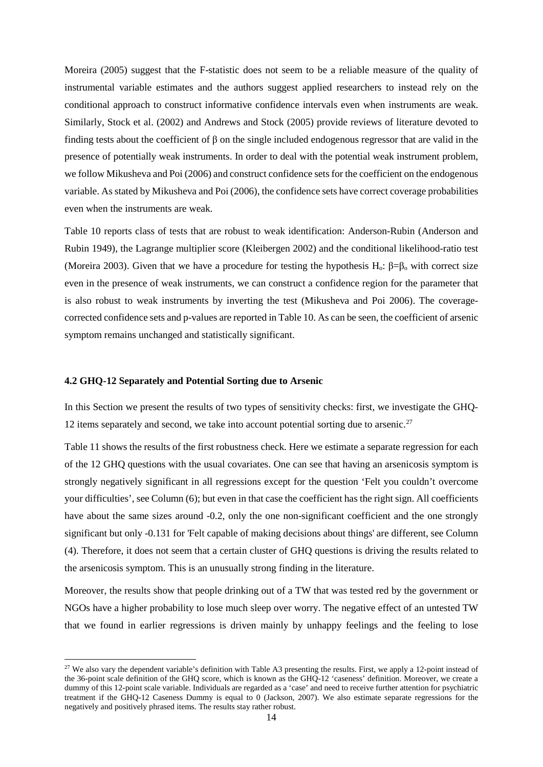Moreira (2005) suggest that the F-statistic does not seem to be a reliable measure of the quality of instrumental variable estimates and the authors suggest applied researchers to instead rely on the conditional approach to construct informative confidence intervals even when instruments are weak. Similarly, Stock et al. (2002) and Andrews and Stock (2005) provide reviews of literature devoted to finding tests about the coefficient of β on the single included endogenous regressor that are valid in the presence of potentially weak instruments. In order to deal with the potential weak instrument problem, we follow Mikusheva and Poi (2006) and construct confidence sets for the coefficient on the endogenous variable. As stated by Mikusheva and Poi (2006), the confidence sets have correct coverage probabilities even when the instruments are weak.

Table 10 reports class of tests that are robust to weak identification: Anderson-Rubin (Anderson and Rubin 1949), the Lagrange multiplier score (Kleibergen 2002) and the conditional likelihood-ratio test (Moreira 2003). Given that we have a procedure for testing the hypothesis $H_o$: $\beta=\beta_o$ with correct size even in the presence of weak instruments, we can construct a confidence region for the parameter that is also robust to weak instruments by inverting the test (Mikusheva and Poi 2006). The coverage-corrected confidence sets and p-values are reported in Table 10. As can be seen, the coefficient of arsenic symptom remains unchanged and statistically significant.

### 4.2 GHQ-12 Separately and Potential Sorting due to Arsenic

In this Section we present the results of two types of sensitivity checks: first, we investigate the GHQ-12 items separately and second, we take into account potential sorting due to arsenic.[27]

Table 11 shows the results of the first robustness check. Here we estimate a separate regression for each of the 12 GHQ questions with the usual covariates. One can see that having an arsenicosis symptom is strongly negatively significant in all regressions except for the question 'Felt you couldn't overcome your difficulties', see Column (6); but even in that case the coefficient has the right sign. All coefficients have about the same sizes around -0.2, only the one non-significant coefficient and the one strongly significant but only -0.131 for 'Felt capable of making decisions about things' are different, see Column (4). Therefore, it does not seem that a certain cluster of GHQ questions is driving the results related to the arsenicosis symptom. This is an unusually strong finding in the literature.

Moreover, the results show that people drinking out of a TW that was tested red by the government or NGOs have a higher probability to lose much sleep over worry. The negative effect of an untested TW that we found in earlier regressions is driven mainly by unhappy feelings and the feeling to lose

---

[27] We also vary the dependent variable's definition with Table A3 presenting the results. First, we apply a 12-point instead of the 36-point scale definition of the GHQ score, which is known as the GHQ-12 'caseness' definition. Moreover, we create a dummy of this 12-point scale variable. Individuals are regarded as a 'case' and need to receive further attention for psychiatric treatment if the GHQ-12 Caseness Dummy is equal to 0 (Jackson, 2007). We also estimate separate regressions for the negatively and positively phrased items. The results stay rather robust.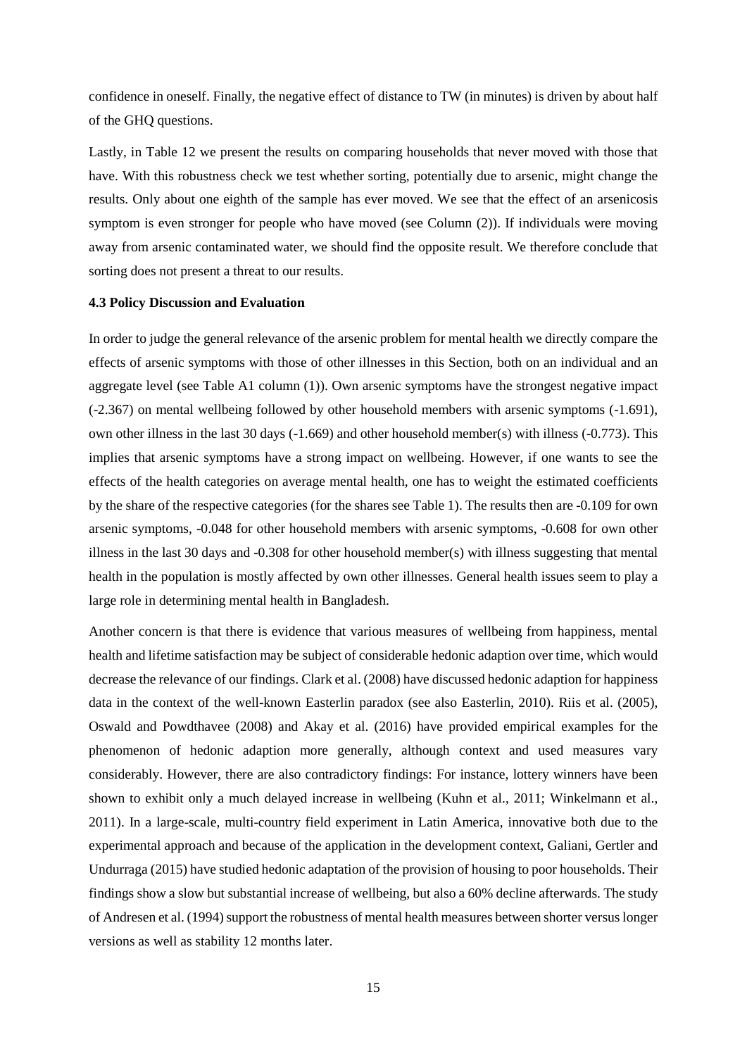confidence in oneself. Finally, the negative effect of distance to TW (in minutes) is driven by about half of the GHQ questions.

Lastly, in Table 12 we present the results on comparing households that never moved with those that have. With this robustness check we test whether sorting, potentially due to arsenic, might change the results. Only about one eighth of the sample has ever moved. We see that the effect of an arsenicosis symptom is even stronger for people who have moved (see Column (2)). If individuals were moving away from arsenic contaminated water, we should find the opposite result. We therefore conclude that sorting does not present a threat to our results.

### 4.3 Policy Discussion and Evaluation

In order to judge the general relevance of the arsenic problem for mental health we directly compare the effects of arsenic symptoms with those of other illnesses in this Section, both on an individual and an aggregate level (see Table A1 column (1)). Own arsenic symptoms have the strongest negative impact (-2.367) on mental wellbeing followed by other household members with arsenic symptoms (-1.691), own other illness in the last 30 days (-1.669) and other household member(s) with illness (-0.773). This implies that arsenic symptoms have a strong impact on wellbeing. However, if one wants to see the effects of the health categories on average mental health, one has to weight the estimated coefficients by the share of the respective categories (for the shares see Table 1). The results then are -0.109 for own arsenic symptoms, -0.048 for other household members with arsenic symptoms, -0.608 for own other illness in the last 30 days and -0.308 for other household member(s) with illness suggesting that mental health in the population is mostly affected by own other illnesses. General health issues seem to play a large role in determining mental health in Bangladesh.

Another concern is that there is evidence that various measures of wellbeing from happiness, mental health and lifetime satisfaction may be subject of considerable hedonic adaption over time, which would decrease the relevance of our findings. Clark et al. (2008) have discussed hedonic adaption for happiness data in the context of the well-known Easterlin paradox (see also Easterlin, 2010). Riis et al. (2005), Oswald and Powdthavee (2008) and Akay et al. (2016) have provided empirical examples for the phenomenon of hedonic adaption more generally, although context and used measures vary considerably. However, there are also contradictory findings: For instance, lottery winners have been shown to exhibit only a much delayed increase in wellbeing (Kuhn et al., 2011; Winkelmann et al., 2011). In a large-scale, multi-country field experiment in Latin America, innovative both due to the experimental approach and because of the application in the development context, Galiani, Gertler and Undurraga (2015) have studied hedonic adaptation of the provision of housing to poor households. Their findings show a slow but substantial increase of wellbeing, but also a 60% decline afterwards. The study of Andresen et al. (1994) support the robustness of mental health measures between shorter versus longer versions as well as stability 12 months later.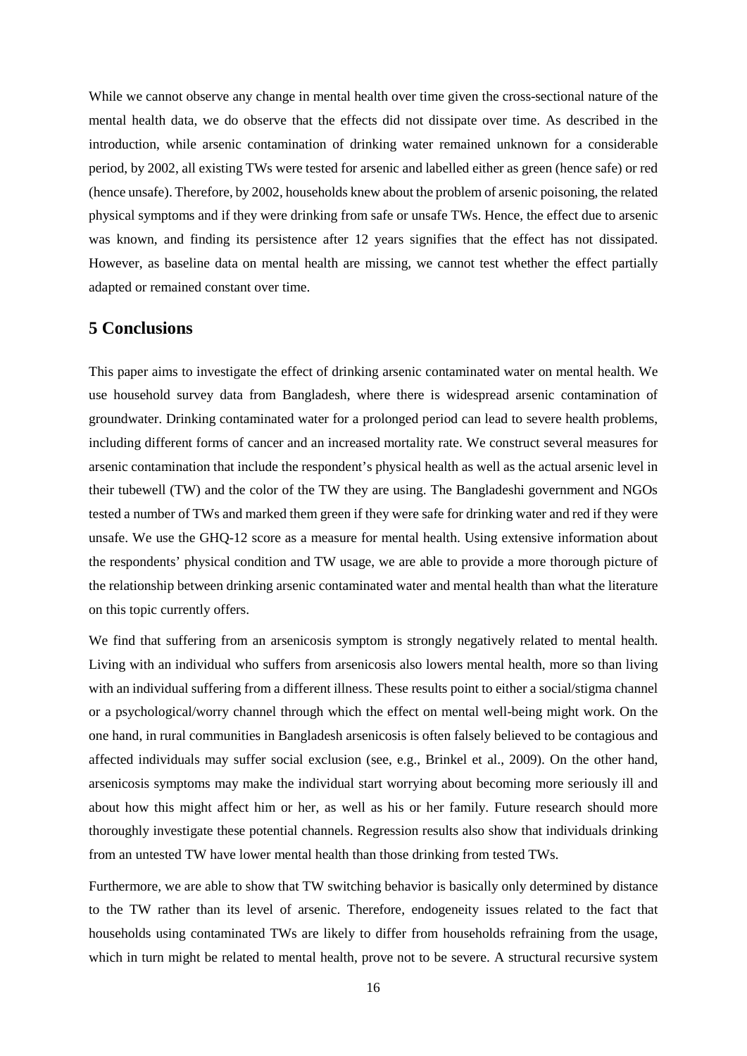While we cannot observe any change in mental health over time given the cross-sectional nature of the mental health data, we do observe that the effects did not dissipate over time. As described in the introduction, while arsenic contamination of drinking water remained unknown for a considerable period, by 2002, all existing TWs were tested for arsenic and labelled either as green (hence safe) or red (hence unsafe). Therefore, by 2002, households knew about the problem of arsenic poisoning, the related physical symptoms and if they were drinking from safe or unsafe TWs. Hence, the effect due to arsenic was known, and finding its persistence after 12 years signifies that the effect has not dissipated. However, as baseline data on mental health are missing, we cannot test whether the effect partially adapted or remained constant over time.

# 5 Conclusions

This paper aims to investigate the effect of drinking arsenic contaminated water on mental health. We use household survey data from Bangladesh, where there is widespread arsenic contamination of groundwater. Drinking contaminated water for a prolonged period can lead to severe health problems, including different forms of cancer and an increased mortality rate. We construct several measures for arsenic contamination that include the respondent's physical health as well as the actual arsenic level in their tubewell (TW) and the color of the TW they are using. The Bangladeshi government and NGOs tested a number of TWs and marked them green if they were safe for drinking water and red if they were unsafe. We use the GHQ-12 score as a measure for mental health. Using extensive information about the respondents' physical condition and TW usage, we are able to provide a more thorough picture of the relationship between drinking arsenic contaminated water and mental health than what the literature on this topic currently offers.

We find that suffering from an arsenicosis symptom is strongly negatively related to mental health. Living with an individual who suffers from arsenicosis also lowers mental health, more so than living with an individual suffering from a different illness. These results point to either a social/stigma channel or a psychological/worry channel through which the effect on mental well-being might work. On the one hand, in rural communities in Bangladesh arsenicosis is often falsely believed to be contagious and affected individuals may suffer social exclusion (see, e.g., Brinkel et al., 2009). On the other hand, arsenicosis symptoms may make the individual start worrying about becoming more seriously ill and about how this might affect him or her, as well as his or her family. Future research should more thoroughly investigate these potential channels. Regression results also show that individuals drinking from an untested TW have lower mental health than those drinking from tested TWs.

Furthermore, we are able to show that TW switching behavior is basically only determined by distance to the TW rather than its level of arsenic. Therefore, endogeneity issues related to the fact that households using contaminated TWs are likely to differ from households refraining from the usage, which in turn might be related to mental health, prove not to be severe. A structural recursive system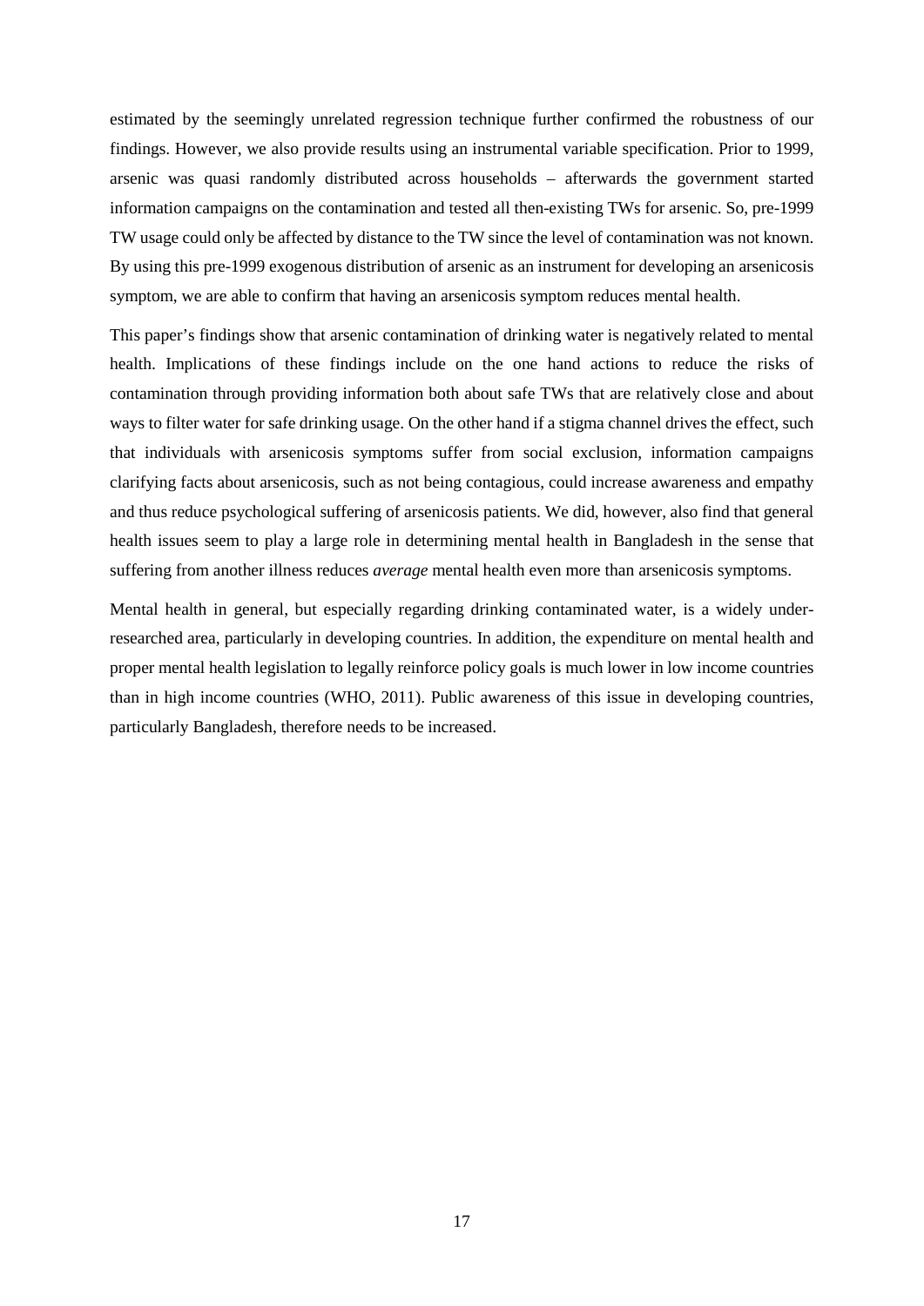estimated by the seemingly unrelated regression technique further confirmed the robustness of our findings. However, we also provide results using an instrumental variable specification. Prior to 1999, arsenic was quasi randomly distributed across households – afterwards the government started information campaigns on the contamination and tested all then-existing TWs for arsenic. So, pre-1999 TW usage could only be affected by distance to the TW since the level of contamination was not known. By using this pre-1999 exogenous distribution of arsenic as an instrument for developing an arsenicosis symptom, we are able to confirm that having an arsenicosis symptom reduces mental health.

This paper's findings show that arsenic contamination of drinking water is negatively related to mental health. Implications of these findings include on the one hand actions to reduce the risks of contamination through providing information both about safe TWs that are relatively close and about ways to filter water for safe drinking usage. On the other hand if a stigma channel drives the effect, such that individuals with arsenicosis symptoms suffer from social exclusion, information campaigns clarifying facts about arsenicosis, such as not being contagious, could increase awareness and empathy and thus reduce psychological suffering of arsenicosis patients. We did, however, also find that general health issues seem to play a large role in determining mental health in Bangladesh in the sense that suffering from another illness reduces *average* mental health even more than arsenicosis symptoms.

Mental health in general, but especially regarding drinking contaminated water, is a widely under-researched area, particularly in developing countries. In addition, the expenditure on mental health and proper mental health legislation to legally reinforce policy goals is much lower in low income countries than in high income countries (WHO, 2011). Public awareness of this issue in developing countries, particularly Bangladesh, therefore needs to be increased.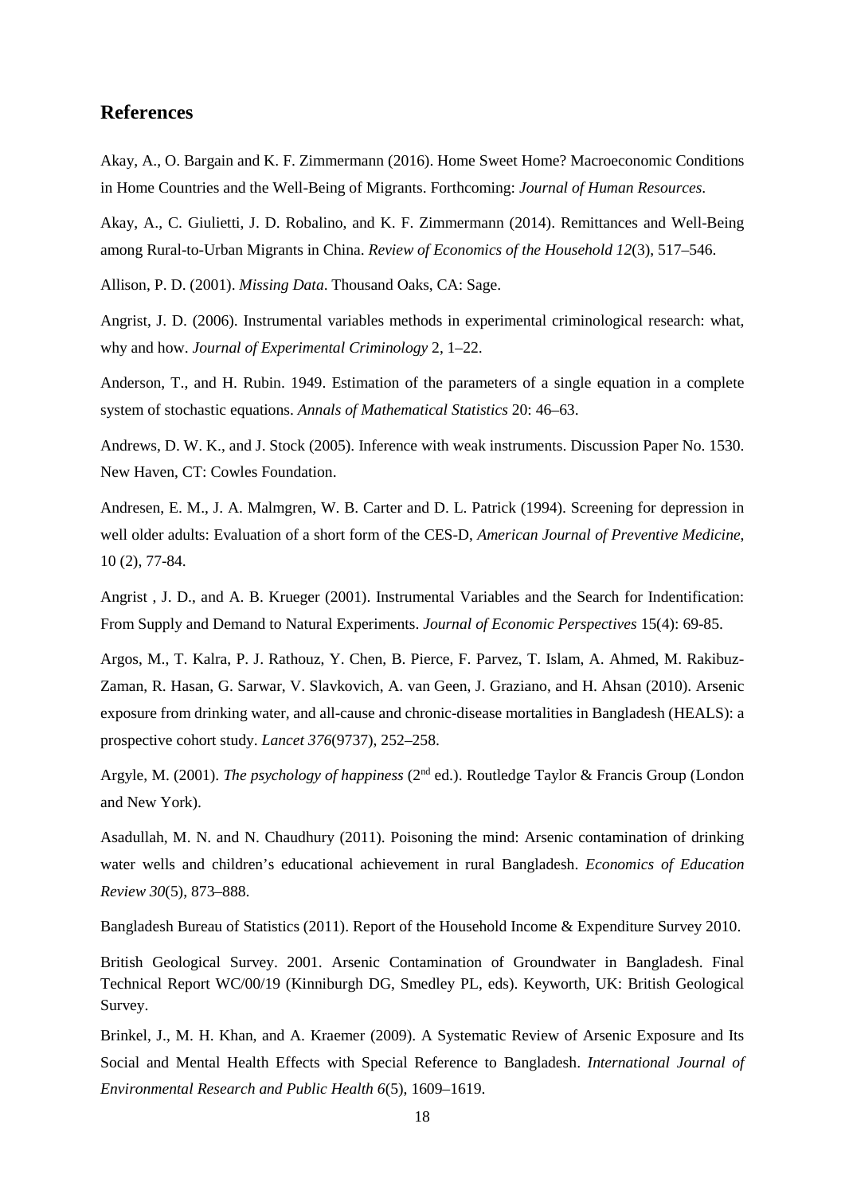## References

Akay, A., O. Bargain and K. F. Zimmermann (2016). Home Sweet Home? Macroeconomic Conditions in Home Countries and the Well-Being of Migrants. Forthcoming: *Journal of Human Resources*.

Akay, A., C. Giulietti, J. D. Robalino, and K. F. Zimmermann (2014). Remittances and Well-Being among Rural-to-Urban Migrants in China. *Review of Economics of the Household 12*(3), 517–546.

Allison, P. D. (2001). *Missing Data*. Thousand Oaks, CA: Sage.

Angrist, J. D. (2006). Instrumental variables methods in experimental criminological research: what, why and how. *Journal of Experimental Criminology* 2, 1–22.

Anderson, T., and H. Rubin. 1949. Estimation of the parameters of a single equation in a complete system of stochastic equations. *Annals of Mathematical Statistics* 20: 46–63.

Andrews, D. W. K., and J. Stock (2005). Inference with weak instruments. Discussion Paper No. 1530. New Haven, CT: Cowles Foundation.

Andresen, E. M., J. A. Malmgren, W. B. Carter and D. L. Patrick (1994). Screening for depression in well older adults: Evaluation of a short form of the CES-D, *American Journal of Preventive Medicine*, 10 (2), 77-84.

Angrist , J. D., and A. B. Krueger (2001). Instrumental Variables and the Search for Indentification: From Supply and Demand to Natural Experiments. *Journal of Economic Perspectives* 15(4): 69-85.

Argos, M., T. Kalra, P. J. Rathouz, Y. Chen, B. Pierce, F. Parvez, T. Islam, A. Ahmed, M. Rakibuz-Zaman, R. Hasan, G. Sarwar, V. Slavkovich, A. van Geen, J. Graziano, and H. Ahsan (2010). Arsenic exposure from drinking water, and all-cause and chronic-disease mortalities in Bangladesh (HEALS): a prospective cohort study. *Lancet 376*(9737), 252–258.

Argyle, M. (2001). *The psychology of happiness* (2nd ed.). Routledge Taylor & Francis Group (London and New York).

Asadullah, M. N. and N. Chaudhury (2011). Poisoning the mind: Arsenic contamination of drinking water wells and children's educational achievement in rural Bangladesh. *Economics of Education Review 30*(5), 873–888.

Bangladesh Bureau of Statistics (2011). Report of the Household Income & Expenditure Survey 2010.

British Geological Survey. 2001. Arsenic Contamination of Groundwater in Bangladesh. Final Technical Report WC/00/19 (Kinniburgh DG, Smedley PL, eds). Keyworth, UK: British Geological Survey.

Brinkel, J., M. H. Khan, and A. Kraemer (2009). A Systematic Review of Arsenic Exposure and Its Social and Mental Health Effects with Special Reference to Bangladesh. *International Journal of Environmental Research and Public Health 6*(5), 1609–1619.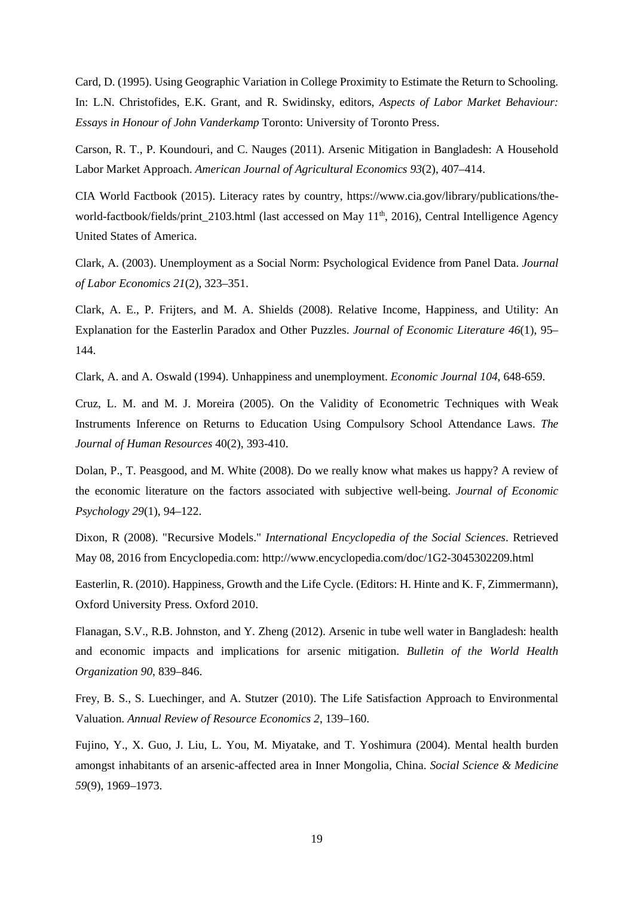Card, D. (1995). Using Geographic Variation in College Proximity to Estimate the Return to Schooling. In: L.N. Christofides, E.K. Grant, and R. Swidinsky, editors, *Aspects of Labor Market Behaviour: Essays in Honour of John Vanderkamp* Toronto: University of Toronto Press.

Carson, R. T., P. Koundouri, and C. Nauges (2011). Arsenic Mitigation in Bangladesh: A Household Labor Market Approach. *American Journal of Agricultural Economics 93*(2), 407–414.

CIA World Factbook (2015). Literacy rates by country, https://www.cia.gov/library/publications/the-world-factbook/fields/print_2103.html (last accessed on May 11th, 2016), Central Intelligence Agency United States of America.

Clark, A. (2003). Unemployment as a Social Norm: Psychological Evidence from Panel Data. *Journal of Labor Economics 21*(2), 323–351.

Clark, A. E., P. Frijters, and M. A. Shields (2008). Relative Income, Happiness, and Utility: An Explanation for the Easterlin Paradox and Other Puzzles. *Journal of Economic Literature 46*(1), 95–144.

Clark, A. and A. Oswald (1994). Unhappiness and unemployment. *Economic Journal 104*, 648-659.

Cruz, L. M. and M. J. Moreira (2005). On the Validity of Econometric Techniques with Weak Instruments Inference on Returns to Education Using Compulsory School Attendance Laws. *The Journal of Human Resources* 40(2), 393-410.

Dolan, P., T. Peasgood, and M. White (2008). Do we really know what makes us happy? A review of the economic literature on the factors associated with subjective well-being. *Journal of Economic Psychology 29*(1), 94–122.

Dixon, R (2008). "Recursive Models." *International Encyclopedia of the Social Sciences*. Retrieved May 08, 2016 from Encyclopedia.com: http://www.encyclopedia.com/doc/1G2-3045302209.html

Easterlin, R. (2010). Happiness, Growth and the Life Cycle. (Editors: H. Hinte and K. F, Zimmermann), Oxford University Press. Oxford 2010.

Flanagan, S.V., R.B. Johnston, and Y. Zheng (2012). Arsenic in tube well water in Bangladesh: health and economic impacts and implications for arsenic mitigation. *Bulletin of the World Health Organization 90*, 839–846.

Frey, B. S., S. Luechinger, and A. Stutzer (2010). The Life Satisfaction Approach to Environmental Valuation. *Annual Review of Resource Economics 2*, 139–160.

Fujino, Y., X. Guo, J. Liu, L. You, M. Miyatake, and T. Yoshimura (2004). Mental health burden amongst inhabitants of an arsenic-affected area in Inner Mongolia, China. *Social Science & Medicine 59*(9), 1969–1973.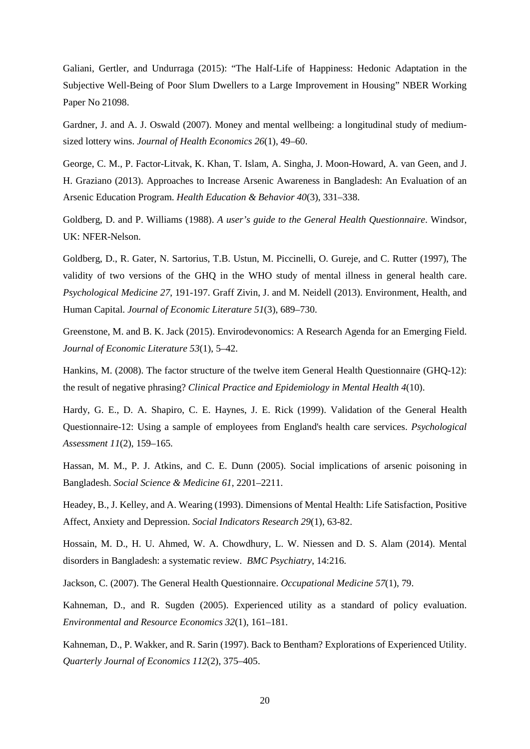Galiani, Gertler, and Undurraga (2015): "The Half-Life of Happiness: Hedonic Adaptation in the Subjective Well-Being of Poor Slum Dwellers to a Large Improvement in Housing" NBER Working Paper No 21098.

Gardner, J. and A. J. Oswald (2007). Money and mental wellbeing: a longitudinal study of medium-sized lottery wins. *Journal of Health Economics 26*(1), 49–60.

George, C. M., P. Factor-Litvak, K. Khan, T. Islam, A. Singha, J. Moon-Howard, A. van Geen, and J. H. Graziano (2013). Approaches to Increase Arsenic Awareness in Bangladesh: An Evaluation of an Arsenic Education Program. *Health Education & Behavior 40*(3), 331–338.

Goldberg, D. and P. Williams (1988). *A user's guide to the General Health Questionnaire*. Windsor, UK: NFER-Nelson.

Goldberg, D., R. Gater, N. Sartorius, T.B. Ustun, M. Piccinelli, O. Gureje, and C. Rutter (1997), The validity of two versions of the GHQ in the WHO study of mental illness in general health care. *Psychological Medicine 27*, 191-197. Graff Zivin, J. and M. Neidell (2013). Environment, Health, and Human Capital. *Journal of Economic Literature 51*(3), 689–730.

Greenstone, M. and B. K. Jack (2015). Envirodevonomics: A Research Agenda for an Emerging Field. *Journal of Economic Literature 53*(1), 5–42.

Hankins, M. (2008). The factor structure of the twelve item General Health Questionnaire (GHQ-12): the result of negative phrasing? *Clinical Practice and Epidemiology in Mental Health 4*(10).

Hardy, G. E., D. A. Shapiro, C. E. Haynes, J. E. Rick (1999). Validation of the General Health Questionnaire-12: Using a sample of employees from England's health care services. *Psychological Assessment 11*(2), 159–165.

Hassan, M. M., P. J. Atkins, and C. E. Dunn (2005). Social implications of arsenic poisoning in Bangladesh. *Social Science & Medicine 61*, 2201–2211.

Headey, B., J. Kelley, and A. Wearing (1993). Dimensions of Mental Health: Life Satisfaction, Positive Affect, Anxiety and Depression. *Social Indicators Research 29*(1), 63-82.

Hossain, M. D., H. U. Ahmed, W. A. Chowdhury, L. W. Niessen and D. S. Alam (2014). Mental disorders in Bangladesh: a systematic review. *BMC Psychiatry*, 14:216.

Jackson, C. (2007). The General Health Questionnaire. *Occupational Medicine 57*(1), 79.

Kahneman, D., and R. Sugden (2005). Experienced utility as a standard of policy evaluation. *Environmental and Resource Economics 32*(1), 161–181.

Kahneman, D., P. Wakker, and R. Sarin (1997). Back to Bentham? Explorations of Experienced Utility. *Quarterly Journal of Economics 112*(2), 375–405.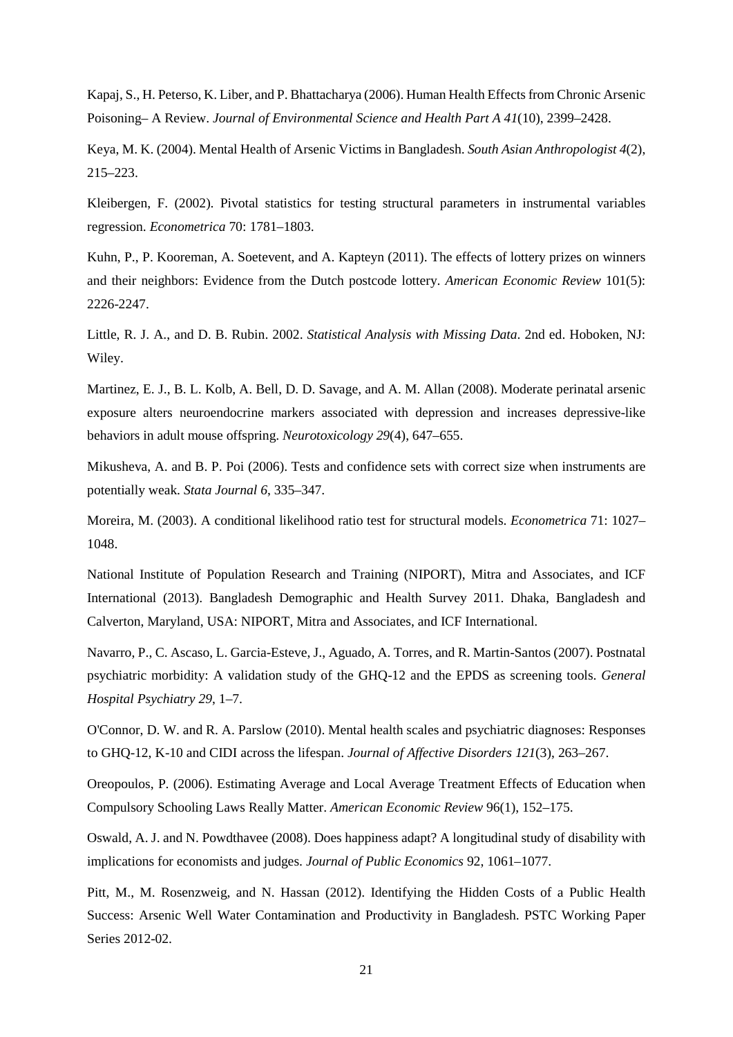Kapaj, S., H. Peterso, K. Liber, and P. Bhattacharya (2006). Human Health Effects from Chronic Arsenic Poisoning– A Review. *Journal of Environmental Science and Health Part A 41*(10), 2399–2428.

Keya, M. K. (2004). Mental Health of Arsenic Victims in Bangladesh. *South Asian Anthropologist 4*(2), 215–223.

Kleibergen, F. (2002). Pivotal statistics for testing structural parameters in instrumental variables regression. *Econometrica* 70: 1781–1803.

Kuhn, P., P. Kooreman, A. Soetevent, and A. Kapteyn (2011). The effects of lottery prizes on winners and their neighbors: Evidence from the Dutch postcode lottery. *American Economic Review* 101(5): 2226-2247.

Little, R. J. A., and D. B. Rubin. 2002. *Statistical Analysis with Missing Data*. 2nd ed. Hoboken, NJ: Wiley.

Martinez, E. J., B. L. Kolb, A. Bell, D. D. Savage, and A. M. Allan (2008). Moderate perinatal arsenic exposure alters neuroendocrine markers associated with depression and increases depressive-like behaviors in adult mouse offspring. *Neurotoxicology 29*(4), 647–655.

Mikusheva, A. and B. P. Poi (2006). Tests and confidence sets with correct size when instruments are potentially weak. *Stata Journal 6*, 335–347.

Moreira, M. (2003). A conditional likelihood ratio test for structural models. *Econometrica* 71: 1027–1048.

National Institute of Population Research and Training (NIPORT), Mitra and Associates, and ICF International (2013). Bangladesh Demographic and Health Survey 2011. Dhaka, Bangladesh and Calverton, Maryland, USA: NIPORT, Mitra and Associates, and ICF International.

Navarro, P., C. Ascaso, L. Garcia-Esteve, J., Aguado, A. Torres, and R. Martin-Santos (2007). Postnatal psychiatric morbidity: A validation study of the GHQ-12 and the EPDS as screening tools. *General Hospital Psychiatry 29*, 1–7.

O'Connor, D. W. and R. A. Parslow (2010). Mental health scales and psychiatric diagnoses: Responses to GHQ-12, K-10 and CIDI across the lifespan. *Journal of Affective Disorders 121*(3), 263–267.

Oreopoulos, P. (2006). Estimating Average and Local Average Treatment Effects of Education when Compulsory Schooling Laws Really Matter. *American Economic Review* 96(1), 152–175.

Oswald, A. J. and N. Powdthavee (2008). Does happiness adapt? A longitudinal study of disability with implications for economists and judges. *Journal of Public Economics* 92, 1061–1077.

Pitt, M., M. Rosenzweig, and N. Hassan (2012). Identifying the Hidden Costs of a Public Health Success: Arsenic Well Water Contamination and Productivity in Bangladesh. PSTC Working Paper Series 2012-02.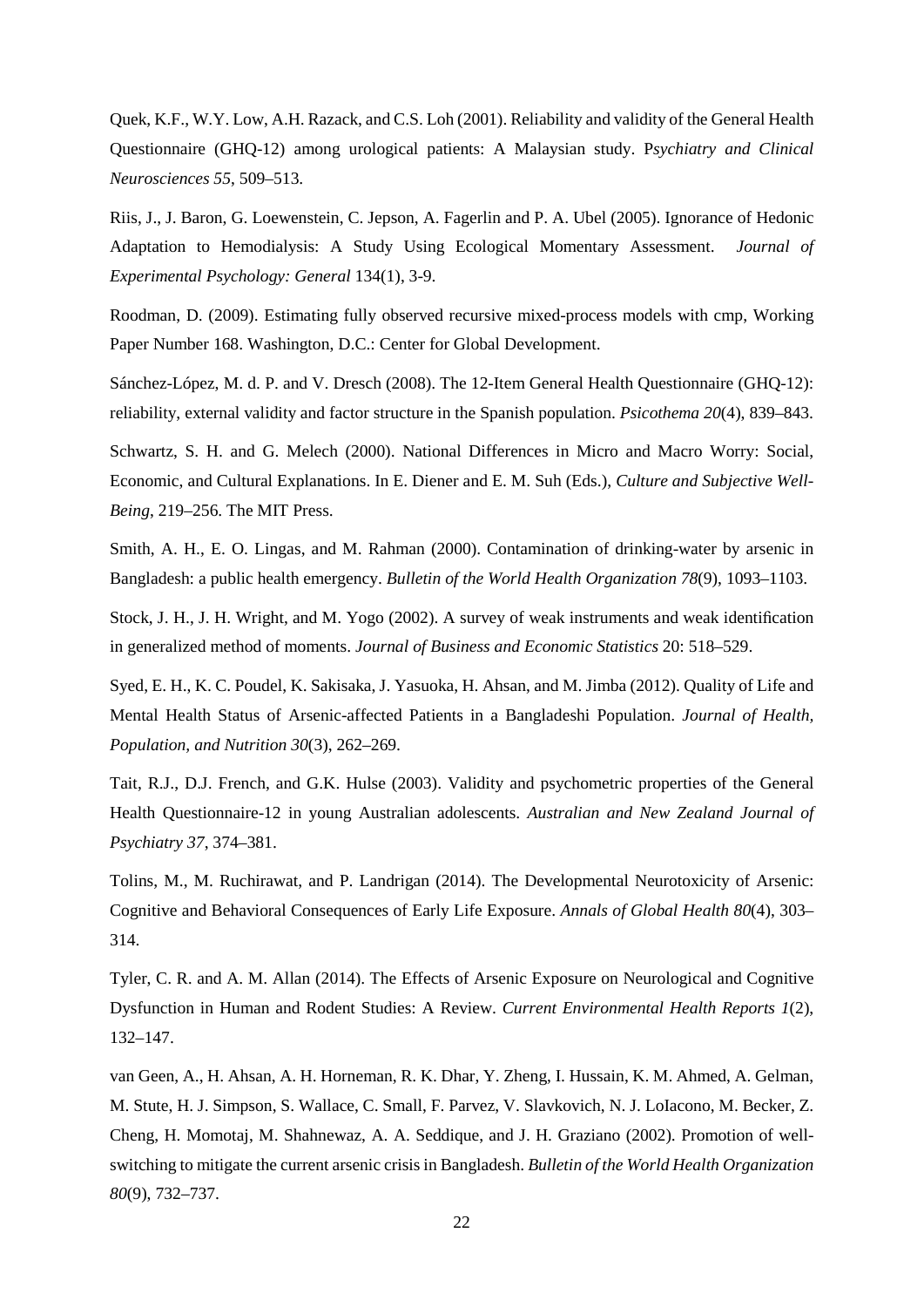Quek, K.F., W.Y. Low, A.H. Razack, and C.S. Loh (2001). Reliability and validity of the General Health Questionnaire (GHQ-12) among urological patients: A Malaysian study. P*sychiatry and Clinical Neurosciences 55*, 509–513.

Riis, J., J. Baron, G. Loewenstein, C. Jepson, A. Fagerlin and P. A. Ubel (2005). Ignorance of Hedonic Adaptation to Hemodialysis: A Study Using Ecological Momentary Assessment. *Journal of Experimental Psychology: General* 134(1), 3-9.

Roodman, D. (2009). Estimating fully observed recursive mixed-process models with cmp, Working Paper Number 168. Washington, D.C.: Center for Global Development.

Sánchez-López, M. d. P. and V. Dresch (2008). The 12-Item General Health Questionnaire (GHQ-12): reliability, external validity and factor structure in the Spanish population. *Psicothema 20*(4), 839–843.

Schwartz, S. H. and G. Melech (2000). National Differences in Micro and Macro Worry: Social, Economic, and Cultural Explanations. In E. Diener and E. M. Suh (Eds.), *Culture and Subjective Well-Being*, 219–256. The MIT Press.

Smith, A. H., E. O. Lingas, and M. Rahman (2000). Contamination of drinking-water by arsenic in Bangladesh: a public health emergency. *Bulletin of the World Health Organization 78*(9), 1093–1103.

Stock, J. H., J. H. Wright, and M. Yogo (2002). A survey of weak instruments and weak identification in generalized method of moments. *Journal of Business and Economic Statistics* 20: 518–529.

Syed, E. H., K. C. Poudel, K. Sakisaka, J. Yasuoka, H. Ahsan, and M. Jimba (2012). Quality of Life and Mental Health Status of Arsenic-affected Patients in a Bangladeshi Population. *Journal of Health, Population, and Nutrition 30*(3), 262–269.

Tait, R.J., D.J. French, and G.K. Hulse (2003). Validity and psychometric properties of the General Health Questionnaire-12 in young Australian adolescents. *Australian and New Zealand Journal of Psychiatry 37*, 374–381.

Tolins, M., M. Ruchirawat, and P. Landrigan (2014). The Developmental Neurotoxicity of Arsenic: Cognitive and Behavioral Consequences of Early Life Exposure. *Annals of Global Health 80*(4), 303–314.

Tyler, C. R. and A. M. Allan (2014). The Effects of Arsenic Exposure on Neurological and Cognitive Dysfunction in Human and Rodent Studies: A Review. *Current Environmental Health Reports 1*(2), 132–147.

van Geen, A., H. Ahsan, A. H. Horneman, R. K. Dhar, Y. Zheng, I. Hussain, K. M. Ahmed, A. Gelman, M. Stute, H. J. Simpson, S. Wallace, C. Small, F. Parvez, V. Slavkovich, N. J. LoIacono, M. Becker, Z. Cheng, H. Momotaj, M. Shahnewaz, A. A. Seddique, and J. H. Graziano (2002). Promotion of well-switching to mitigate the current arsenic crisis in Bangladesh. *Bulletin of the World Health Organization 80*(9), 732–737.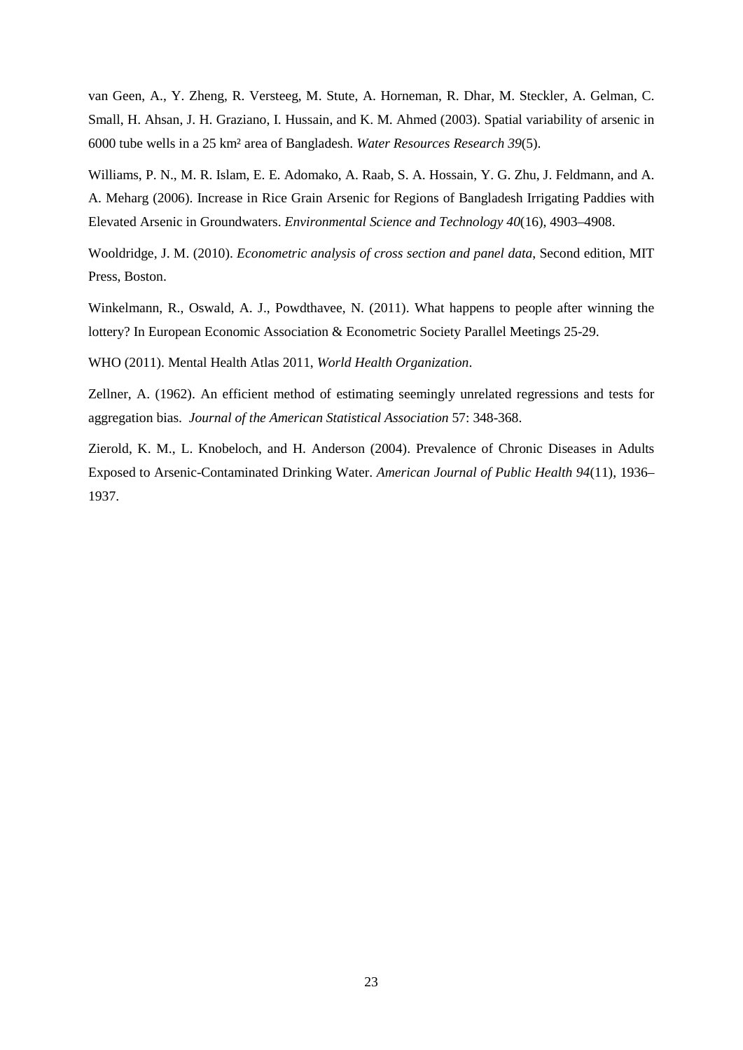van Geen, A., Y. Zheng, R. Versteeg, M. Stute, A. Horneman, R. Dhar, M. Steckler, A. Gelman, C. Small, H. Ahsan, J. H. Graziano, I. Hussain, and K. M. Ahmed (2003). Spatial variability of arsenic in 6000 tube wells in a 25 km² area of Bangladesh. *Water Resources Research 39*(5).

Williams, P. N., M. R. Islam, E. E. Adomako, A. Raab, S. A. Hossain, Y. G. Zhu, J. Feldmann, and A. A. Meharg (2006). Increase in Rice Grain Arsenic for Regions of Bangladesh Irrigating Paddies with Elevated Arsenic in Groundwaters. *Environmental Science and Technology 40*(16), 4903–4908.

Wooldridge, J. M. (2010). *Econometric analysis of cross section and panel data*, Second edition, MIT Press, Boston.

Winkelmann, R., Oswald, A. J., Powdthavee, N. (2011). What happens to people after winning the lottery? In European Economic Association & Econometric Society Parallel Meetings 25-29.

WHO (2011). Mental Health Atlas 2011, *World Health Organization*.

Zellner, A. (1962). An efficient method of estimating seemingly unrelated regressions and tests for aggregation bias. *Journal of the American Statistical Association* 57: 348-368.

Zierold, K. M., L. Knobeloch, and H. Anderson (2004). Prevalence of Chronic Diseases in Adults Exposed to Arsenic-Contaminated Drinking Water. *American Journal of Public Health 94*(11), 1936–1937.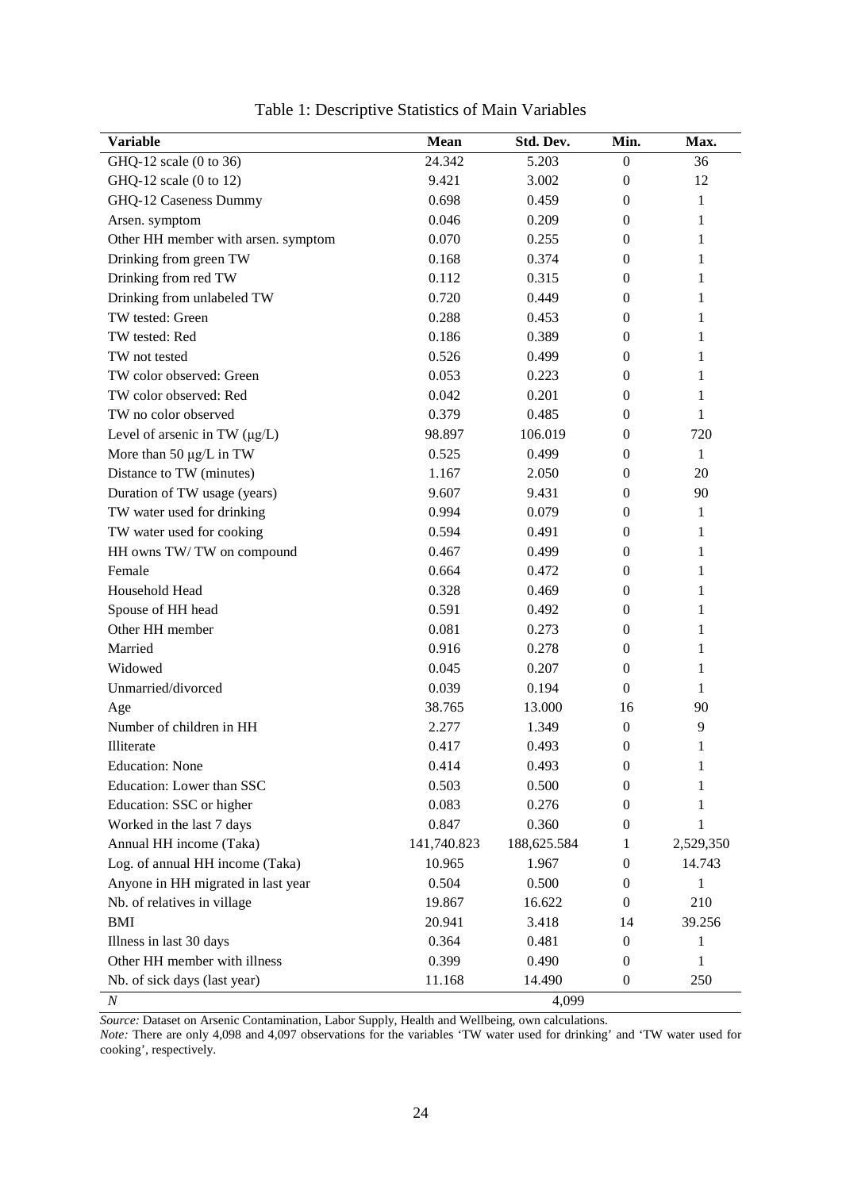Table 1: Descriptive Statistics of Main Variables

| **Variable** | **Mean** | **Std. Dev.** | **Min.** | **Max.** |
|---|---|---|---|---|
| GHQ-12 scale (0 to 36) | 24.342 | 5.203 | 0 | 36 |
| GHQ-12 scale (0 to 12) | 9.421 | 3.002 | 0 | 12 |
| GHQ-12 Caseness Dummy | 0.698 | 0.459 | 0 | 1 |
| Arsen. symptom | 0.046 | 0.209 | 0 | 1 |
| Other HH member with arsen. symptom | 0.070 | 0.255 | 0 | 1 |
| Drinking from green TW | 0.168 | 0.374 | 0 | 1 |
| Drinking from red TW | 0.112 | 0.315 | 0 | 1 |
| Drinking from unlabeled TW | 0.720 | 0.449 | 0 | 1 |
| TW tested: Green | 0.288 | 0.453 | 0 | 1 |
| TW tested: Red | 0.186 | 0.389 | 0 | 1 |
| TW not tested | 0.526 | 0.499 | 0 | 1 |
| TW color observed: Green | 0.053 | 0.223 | 0 | 1 |
| TW color observed: Red | 0.042 | 0.201 | 0 | 1 |
| TW no color observed | 0.379 | 0.485 | 0 | 1 |
| Level of arsenic in TW (µg/L) | 98.897 | 106.019 | 0 | 720 |
| More than 50 µg/L in TW | 0.525 | 0.499 | 0 | 1 |
| Distance to TW (minutes) | 1.167 | 2.050 | 0 | 20 |
| Duration of TW usage (years) | 9.607 | 9.431 | 0 | 90 |
| TW water used for drinking | 0.994 | 0.079 | 0 | 1 |
| TW water used for cooking | 0.594 | 0.491 | 0 | 1 |
| HH owns TW/ TW on compound | 0.467 | 0.499 | 0 | 1 |
| Female | 0.664 | 0.472 | 0 | 1 |
| Household Head | 0.328 | 0.469 | 0 | 1 |
| Spouse of HH head | 0.591 | 0.492 | 0 | 1 |
| Other HH member | 0.081 | 0.273 | 0 | 1 |
| Married | 0.916 | 0.278 | 0 | 1 |
| Widowed | 0.045 | 0.207 | 0 | 1 |
| Unmarried/divorced | 0.039 | 0.194 | 0 | 1 |
| Age | 38.765 | 13.000 | 16 | 90 |
| Number of children in HH | 2.277 | 1.349 | 0 | 9 |
| Illiterate | 0.417 | 0.493 | 0 | 1 |
| Education: None | 0.414 | 0.493 | 0 | 1 |
| Education: Lower than SSC | 0.503 | 0.500 | 0 | 1 |
| Education: SSC or higher | 0.083 | 0.276 | 0 | 1 |
| Worked in the last 7 days | 0.847 | 0.360 | 0 | 1 |
| Annual HH income (Taka) | 141,740.823 | 188,625.584 | 1 | 2,529,350 |
| Log. of annual HH income (Taka) | 10.965 | 1.967 | 0 | 14.743 |
| Anyone in HH migrated in last year | 0.504 | 0.500 | 0 | 1 |
| Nb. of relatives in village | 19.867 | 16.622 | 0 | 210 |
| BMI | 20.941 | 3.418 | 14 | 39.256 |
| Illness in last 30 days | 0.364 | 0.481 | 0 | 1 |
| Other HH member with illness | 0.399 | 0.490 | 0 | 1 |
| Nb. of sick days (last year) | 11.168 | 14.490 | 0 | 250 |
| *N* | | 4,099 | | |

*Source:* Dataset on Arsenic Contamination, Labor Supply, Health and Wellbeing, own calculations.
*Note:* There are only 4,098 and 4,097 observations for the variables 'TW water used for drinking' and 'TW water used for cooking', respectively.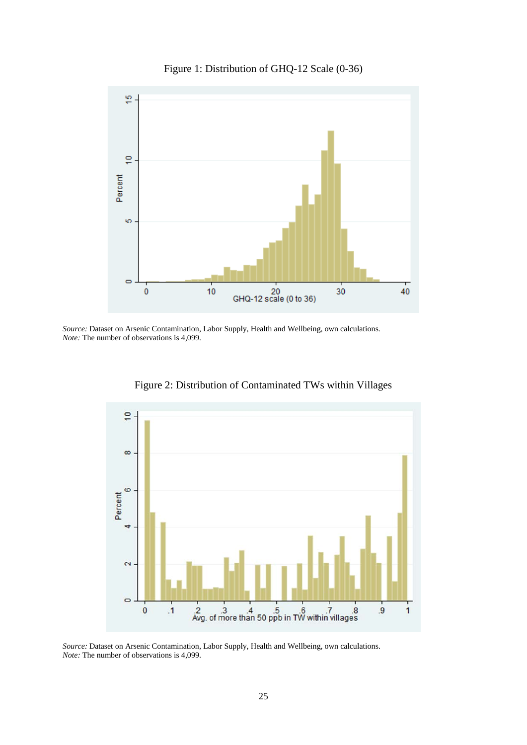Figure 1: Distribution of GHQ-12 Scale (0-36)

*Source:* Dataset on Arsenic Contamination, Labor Supply, Health and Wellbeing, own calculations.
*Note:* The number of observations is 4,099.

Figure 2: Distribution of Contaminated TWs within Villages

*Source:* Dataset on Arsenic Contamination, Labor Supply, Health and Wellbeing, own calculations.
*Note:* The number of observations is 4,099.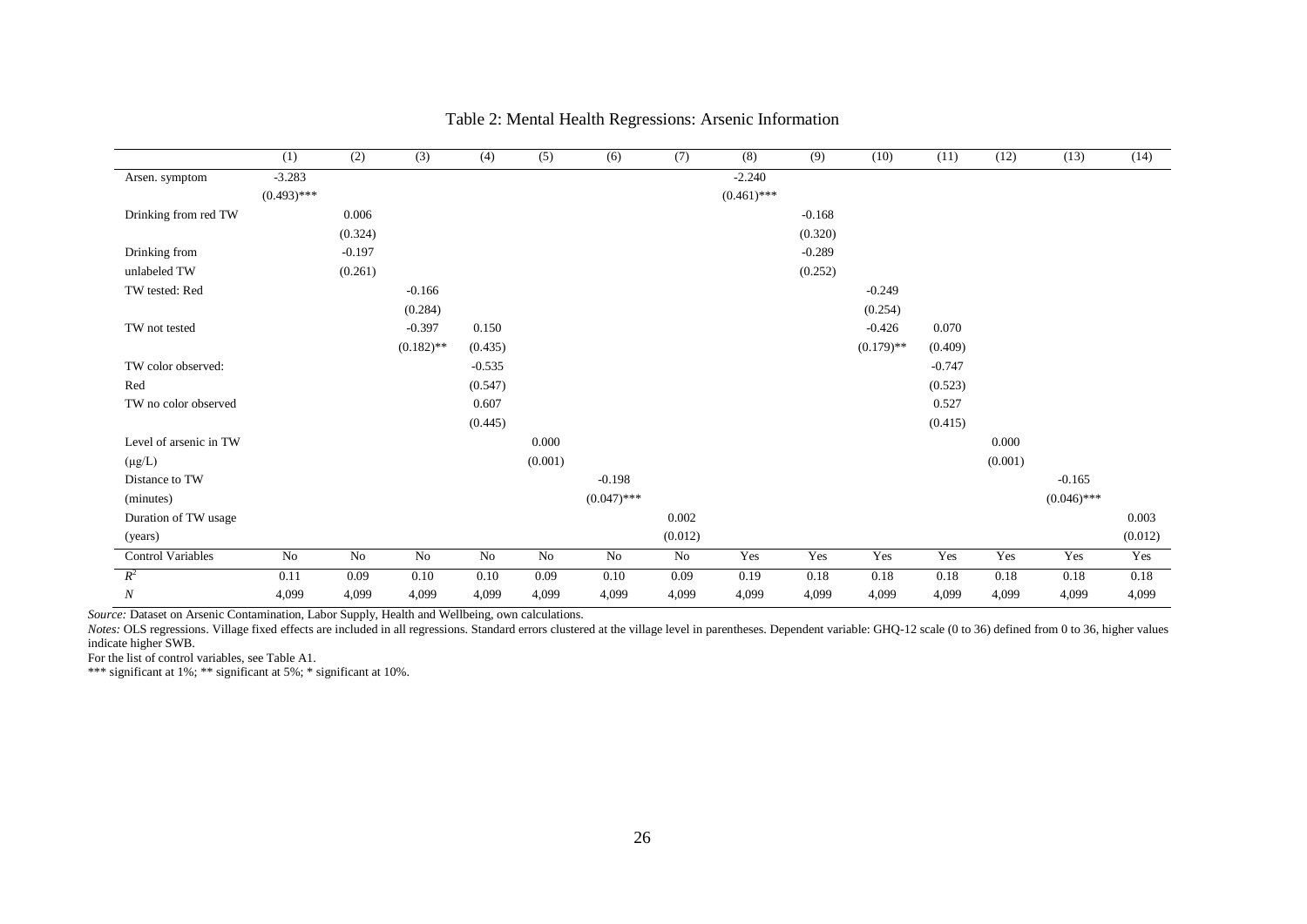Table 2: Mental Health Regressions: Arsenic Information

| | (1) | (2) | (3) | (4) | (5) | (6) | (7) | (8) | (9) | (10) | (11) | (12) | (13) | (14) |
|---|---|---|---|---|---|---|---|---|---|---|---|---|---|---|
| Arsen. symptom | -3.283 | | | | | | | -2.240 | | | | | | |
| | (0.493)*** | | | | | | | (0.461)*** | | | | | | |
| Drinking from red TW | | 0.006 | | | | | | | -0.168 | | | | | |
| | | (0.324) | | | | | | | (0.320) | | | | | |
| Drinking from unlabeled TW | | -0.197 | | | | | | | -0.289 | | | | | |
| | | (0.261) | | | | | | | (0.252) | | | | | |
| TW tested: Red | | | -0.166 | | | | | | | -0.249 | | | | |
| | | | (0.284) | | | | | | | (0.254) | | | | |
| TW not tested | | | -0.397 | 0.150 | | | | | | -0.426 | 0.070 | | | |
| | | | (0.182)** | (0.435) | | | | | | (0.179)** | (0.409) | | | |
| TW color observed: Red | | | | -0.535 | | | | | | | -0.747 | | | |
| | | | | (0.547) | | | | | | | (0.523) | | | |
| TW no color observed | | | | 0.607 | | | | | | | 0.527 | | | |
| | | | | (0.445) | | | | | | | (0.415) | | | |
| Level of arsenic in TW (μg/L) | | | | | 0.000 | | | | | | | 0.000 | | |
| | | | | | (0.001) | | | | | | | (0.001) | | |
| Distance to TW (minutes) | | | | | | -0.198 | | | | | | | -0.165 | |
| | | | | | | (0.047)*** | | | | | | | (0.046)*** | |
| Duration of TW usage (years) | | | | | | | 0.002 | | | | | | | 0.003 |
| | | | | | | | (0.012) | | | | | | | (0.012) |
| Control Variables | No | No | No | No | No | No | No | Yes | Yes | Yes | Yes | Yes | Yes | Yes |
| $R^2$ | 0.11 | 0.09 | 0.10 | 0.10 | 0.09 | 0.10 | 0.09 | 0.19 | 0.18 | 0.18 | 0.18 | 0.18 | 0.18 | 0.18 |
| $N$ | 4,099 | 4,099 | 4,099 | 4,099 | 4,099 | 4,099 | 4,099 | 4,099 | 4,099 | 4,099 | 4,099 | 4,099 | 4,099 | 4,099 |

*Source:* Dataset on Arsenic Contamination, Labor Supply, Health and Wellbeing, own calculations.

*Notes:* OLS regressions. Village fixed effects are included in all regressions. Standard errors clustered at the village level in parentheses. Dependent variable: GHQ-12 scale (0 to 36) defined from 0 to 36, higher values indicate higher SWB.

For the list of control variables, see Table A1.

*** significant at 1%; ** significant at 5%; * significant at 10%.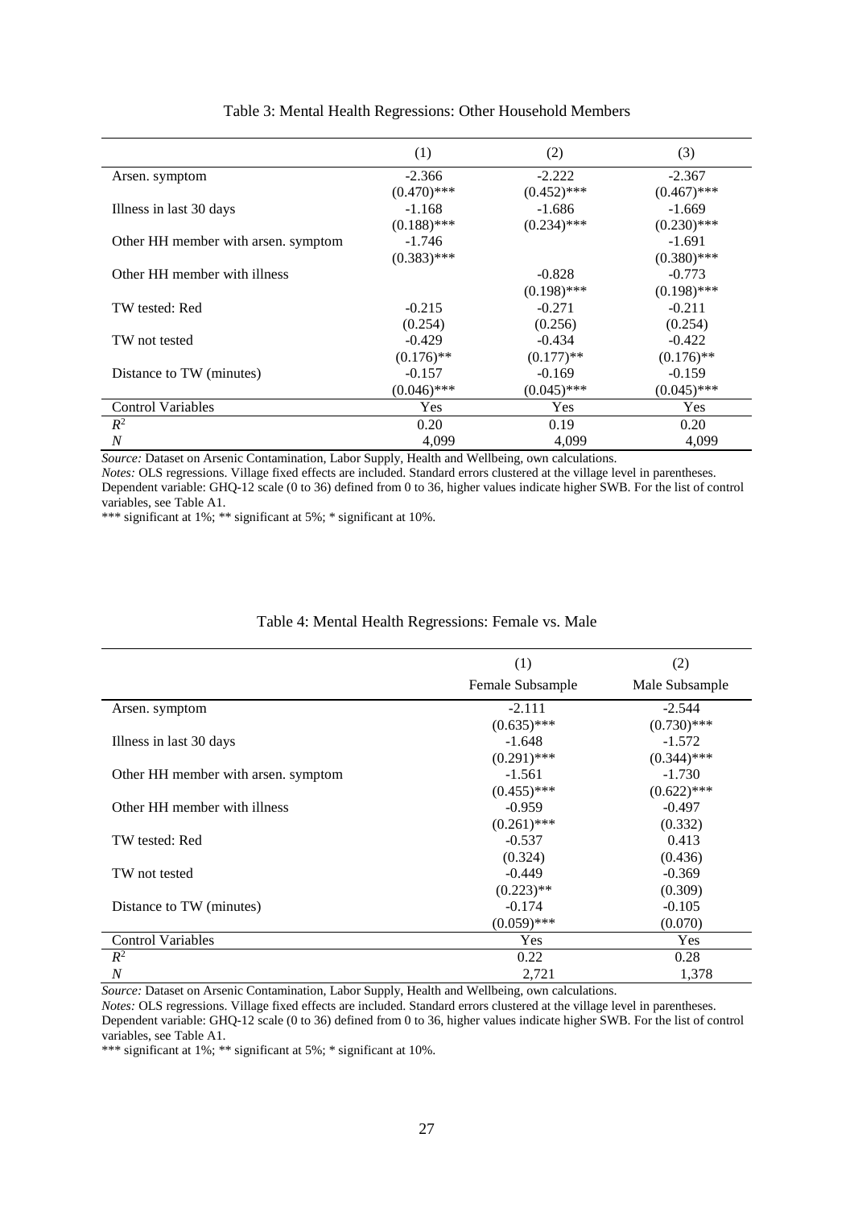Table 3: Mental Health Regressions: Other Household Members

| | (1) | (2) | (3) |
|---|---|---|---|
| Arsen. symptom | -2.366 | -2.222 | -2.367 |
| | (0.470)*** | (0.452)*** | (0.467)*** |
| Illness in last 30 days | -1.168 | -1.686 | -1.669 |
| | (0.188)*** | (0.234)*** | (0.230)*** |
| Other HH member with arsen. symptom | -1.746 | | -1.691 |
| | (0.383)*** | | (0.380)*** |
| Other HH member with illness | | -0.828 | -0.773 |
| | | (0.198)*** | (0.198)*** |
| TW tested: Red | -0.215 | -0.271 | -0.211 |
| | (0.254) | (0.256) | (0.254) |
| TW not tested | -0.429 | -0.434 | -0.422 |
| | (0.176)** | (0.177)** | (0.176)** |
| Distance to TW (minutes) | -0.157 | -0.169 | -0.159 |
| | (0.046)*** | (0.045)*** | (0.045)*** |
| Control Variables | Yes | Yes | Yes |
| $R^2$ | 0.20 | 0.19 | 0.20 |
| $N$ | 4,099 | 4,099 | 4,099 |

*Source:* Dataset on Arsenic Contamination, Labor Supply, Health and Wellbeing, own calculations.
*Notes:* OLS regressions. Village fixed effects are included. Standard errors clustered at the village level in parentheses. Dependent variable: GHQ-12 scale (0 to 36) defined from 0 to 36, higher values indicate higher SWB. For the list of control variables, see Table A1.
*** significant at 1%; ** significant at 5%; * significant at 10%.

Table 4: Mental Health Regressions: Female vs. Male

| | (1) | (2) |
|---|---|---|
| | Female Subsample | Male Subsample |
| Arsen. symptom | -2.111 | -2.544 |
| | (0.635)*** | (0.730)*** |
| Illness in last 30 days | -1.648 | -1.572 |
| | (0.291)*** | (0.344)*** |
| Other HH member with arsen. symptom | -1.561 | -1.730 |
| | (0.455)*** | (0.622)*** |
| Other HH member with illness | -0.959 | -0.497 |
| | (0.261)*** | (0.332) |
| TW tested: Red | -0.537 | 0.413 |
| | (0.324) | (0.436) |
| TW not tested | -0.449 | -0.369 |
| | (0.223)** | (0.309) |
| Distance to TW (minutes) | -0.174 | -0.105 |
| | (0.059)*** | (0.070) |
| Control Variables | Yes | Yes |
| $R^2$ | 0.22 | 0.28 |
| $N$ | 2,721 | 1,378 |

*Source:* Dataset on Arsenic Contamination, Labor Supply, Health and Wellbeing, own calculations.
*Notes:* OLS regressions. Village fixed effects are included. Standard errors clustered at the village level in parentheses. Dependent variable: GHQ-12 scale (0 to 36) defined from 0 to 36, higher values indicate higher SWB. For the list of control variables, see Table A1.
*** significant at 1%; ** significant at 5%; * significant at 10%.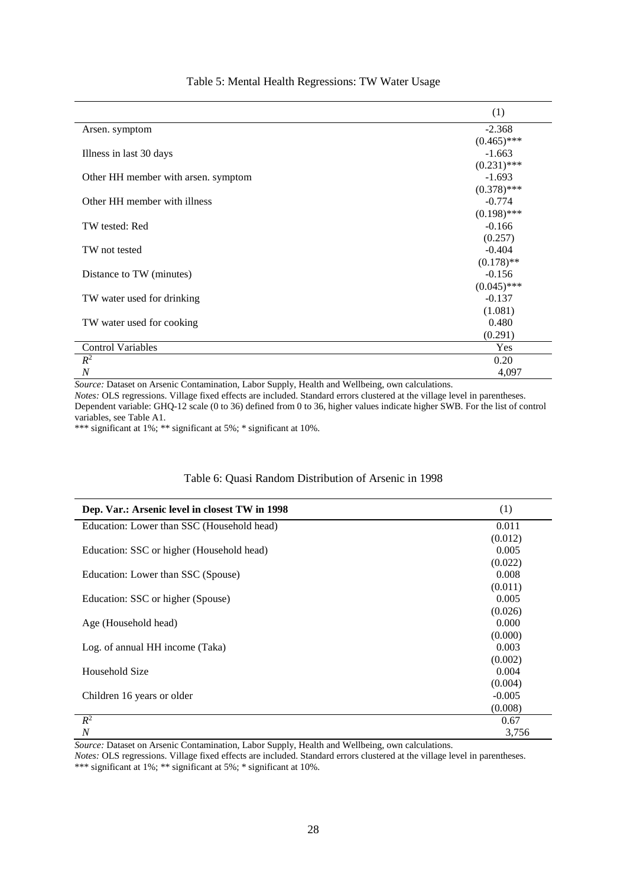Table 5: Mental Health Regressions: TW Water Usage

| | (1) |
|---|---|
| Arsen. symptom | -2.368 |
| | (0.465)*** |
| Illness in last 30 days | -1.663 |
| | (0.231)*** |
| Other HH member with arsen. symptom | -1.693 |
| | (0.378)*** |
| Other HH member with illness | -0.774 |
| | (0.198)*** |
| TW tested: Red | -0.166 |
| | (0.257) |
| TW not tested | -0.404 |
| | (0.178)** |
| Distance to TW (minutes) | -0.156 |
| | (0.045)*** |
| TW water used for drinking | -0.137 |
| | (1.081) |
| TW water used for cooking | 0.480 |
| | (0.291) |
| Control Variables | Yes |
| $R^2$ | 0.20 |
| $N$ | 4,097 |

*Source:* Dataset on Arsenic Contamination, Labor Supply, Health and Wellbeing, own calculations.
*Notes:* OLS regressions. Village fixed effects are included. Standard errors clustered at the village level in parentheses. Dependent variable: GHQ-12 scale (0 to 36) defined from 0 to 36, higher values indicate higher SWB. For the list of control variables, see Table A1.
*** significant at 1%; ** significant at 5%; * significant at 10%.

Table 6: Quasi Random Distribution of Arsenic in 1998

| **Dep. Var.: Arsenic level in closest TW in 1998** | (1) |
|---|---|
| Education: Lower than SSC (Household head) | 0.011 |
| | (0.012) |
| Education: SSC or higher (Household head) | 0.005 |
| | (0.022) |
| Education: Lower than SSC (Spouse) | 0.008 |
| | (0.011) |
| Education: SSC or higher (Spouse) | 0.005 |
| | (0.026) |
| Age (Household head) | 0.000 |
| | (0.000) |
| Log. of annual HH income (Taka) | 0.003 |
| | (0.002) |
| Household Size | 0.004 |
| | (0.004) |
| Children 16 years or older | -0.005 |
| | (0.008) |
| $R^2$ | 0.67 |
| $N$ | 3,756 |

*Source:* Dataset on Arsenic Contamination, Labor Supply, Health and Wellbeing, own calculations.
*Notes:* OLS regressions. Village fixed effects are included. Standard errors clustered at the village level in parentheses.
*** significant at 1%; ** significant at 5%; * significant at 10%.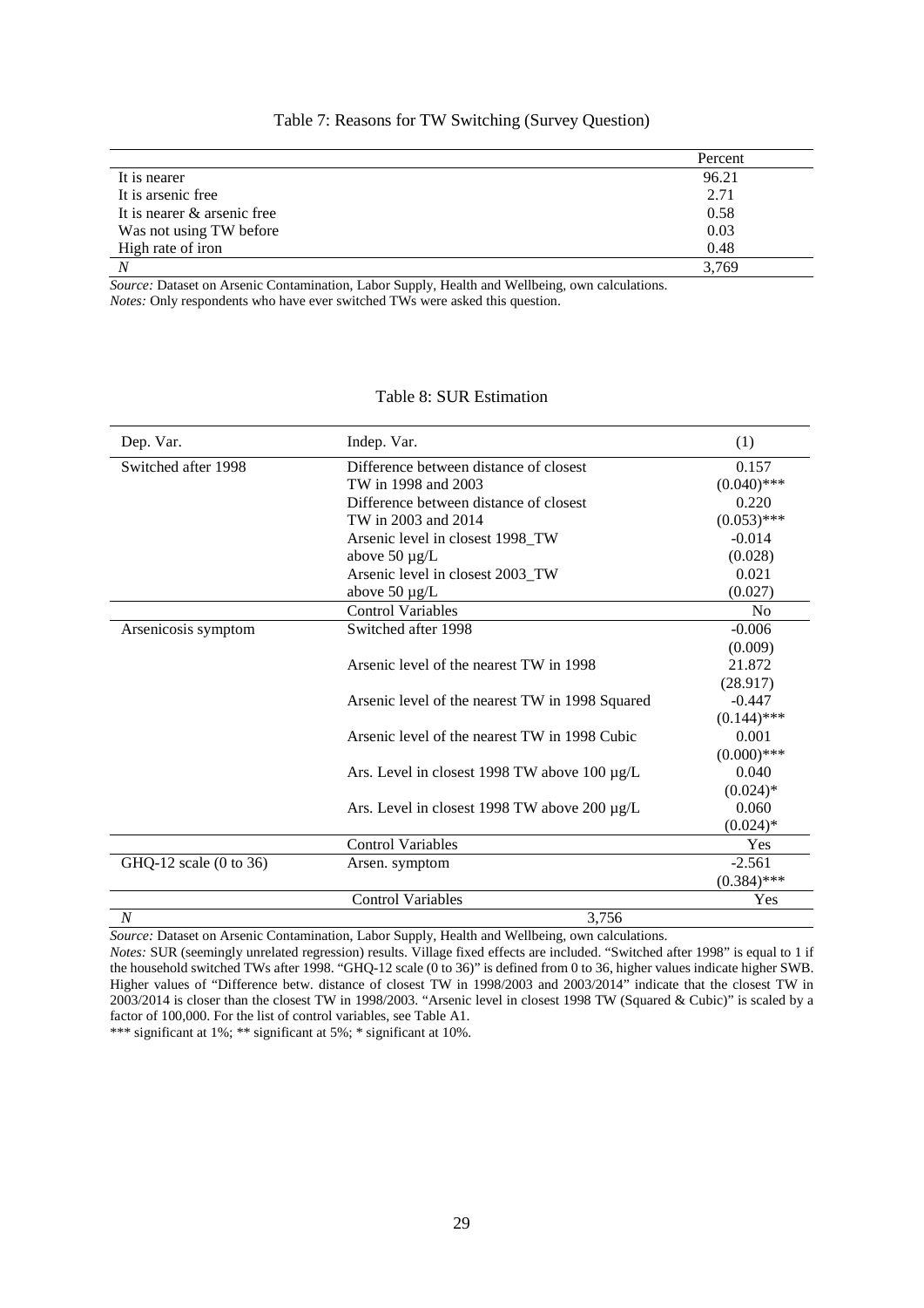Table 7: Reasons for TW Switching (Survey Question)

| | Percent |
|---|---|
| It is nearer | 96.21 |
| It is arsenic free | 2.71 |
| It is nearer & arsenic free | 0.58 |
| Was not using TW before | 0.03 |
| High rate of iron | 0.48 |
| *N* | 3,769 |

*Source:* Dataset on Arsenic Contamination, Labor Supply, Health and Wellbeing, own calculations.
*Notes:* Only respondents who have ever switched TWs were asked this question.

Table 8: SUR Estimation

| Dep. Var. | Indep. Var. | (1) |
|---|---|---|
| Switched after 1998 | Difference between distance of closest TW in 1998 and 2003 | 0.157 |
| | | (0.040)*** |
| | Difference between distance of closest TW in 2003 and 2014 | 0.220 |
| | | (0.053)*** |
| | Arsenic level in closest 1998_TW above 50 µg/L | -0.014 |
| | | (0.028) |
| | Arsenic level in closest 2003_TW above 50 µg/L | 0.021 |
| | | (0.027) |
| | Control Variables | No |
| Arsenicosis symptom | Switched after 1998 | -0.006 |
| | | (0.009) |
| | Arsenic level of the nearest TW in 1998 | 21.872 |
| | | (28.917) |
| | Arsenic level of the nearest TW in 1998 Squared | -0.447 |
| | | (0.144)*** |
| | Arsenic level of the nearest TW in 1998 Cubic | 0.001 |
| | | (0.000)*** |
| | Ars. Level in closest 1998 TW above 100 µg/L | 0.040 |
| | | (0.024)* |
| | Ars. Level in closest 1998 TW above 200 µg/L | 0.060 |
| | | (0.024)* |
| | Control Variables | Yes |
| GHQ-12 scale (0 to 36) | Arsen. symptom | -2.561 |
| | | (0.384)*** |
| | Control Variables | Yes |
| *N* | 3,756 | |

*Source:* Dataset on Arsenic Contamination, Labor Supply, Health and Wellbeing, own calculations.
*Notes:* SUR (seemingly unrelated regression) results. Village fixed effects are included. "Switched after 1998" is equal to 1 if the household switched TWs after 1998. "GHQ-12 scale (0 to 36)" is defined from 0 to 36, higher values indicate higher SWB. Higher values of "Difference betw. distance of closest TW in 1998/2003 and 2003/2014" indicate that the closest TW in 2003/2014 is closer than the closest TW in 1998/2003. "Arsenic level in closest 1998 TW (Squared & Cubic)" is scaled by a factor of 100,000. For the list of control variables, see Table A1.
*** significant at 1%; ** significant at 5%; * significant at 10%.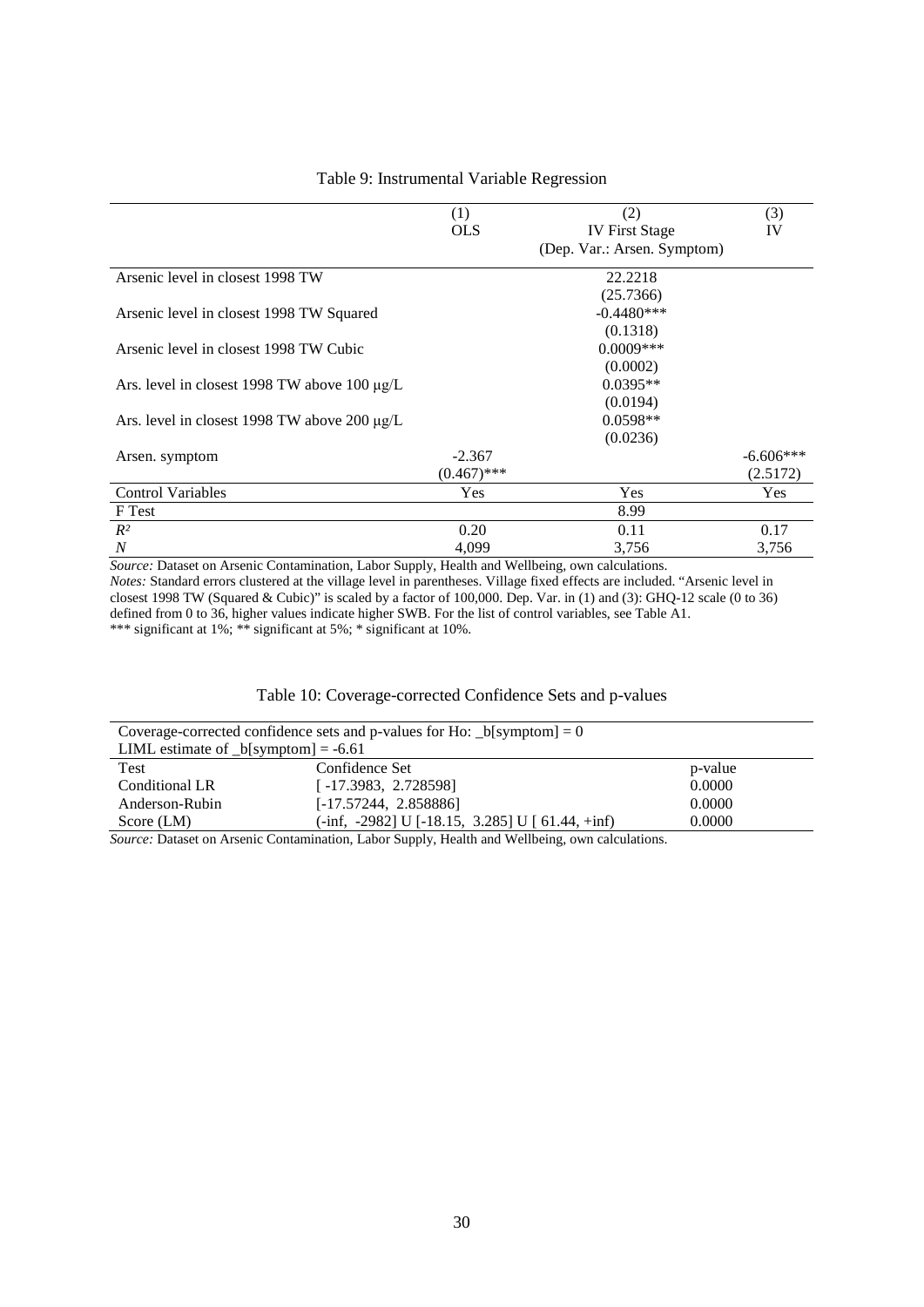Table 9: Instrumental Variable Regression

| | (1) OLS | (2) IV First Stage (Dep. Var.: Arsen. Symptom) | (3) IV |
|---|---|---|---|
| Arsenic level in closest 1998 TW | | 22.2218 | |
| | | (25.7366) | |
| Arsenic level in closest 1998 TW Squared | | -0.4480*** | |
| | | (0.1318) | |
| Arsenic level in closest 1998 TW Cubic | | 0.0009*** | |
| | | (0.0002) | |
| Ars. level in closest 1998 TW above 100 μg/L | | 0.0395** | |
| | | (0.0194) | |
| Ars. level in closest 1998 TW above 200 μg/L | | 0.0598** | |
| | | (0.0236) | |
| Arsen. symptom | -2.367 | | -6.606*** |
| | (0.467)*** | | (2.5172) |
| Control Variables | Yes | Yes | Yes |
| F Test | | 8.99 | |
| $R^2$ | 0.20 | 0.11 | 0.17 |
| $N$ | 4,099 | 3,756 | 3,756 |

*Source:* Dataset on Arsenic Contamination, Labor Supply, Health and Wellbeing, own calculations.
*Notes:* Standard errors clustered at the village level in parentheses. Village fixed effects are included. "Arsenic level in closest 1998 TW (Squared & Cubic)" is scaled by a factor of 100,000. Dep. Var. in (1) and (3): GHQ-12 scale (0 to 36) defined from 0 to 36, higher values indicate higher SWB. For the list of control variables, see Table A1.
*** significant at 1%; ** significant at 5%; * significant at 10%.

Table 10: Coverage-corrected Confidence Sets and p-values

Coverage-corrected confidence sets and p-values for Ho: _b[symptom] = 0
LIML estimate of _b[symptom] = -6.61

| Test | Confidence Set | p-value |
|---|---|---|
| Conditional LR | [ -17.3983, 2.728598] | 0.0000 |
| Anderson-Rubin | [-17.57244, 2.858886] | 0.0000 |
| Score (LM) | (-inf, -2982] U [-18.15, 3.285] U [ 61.44, +inf) | 0.0000 |

*Source:* Dataset on Arsenic Contamination, Labor Supply, Health and Wellbeing, own calculations.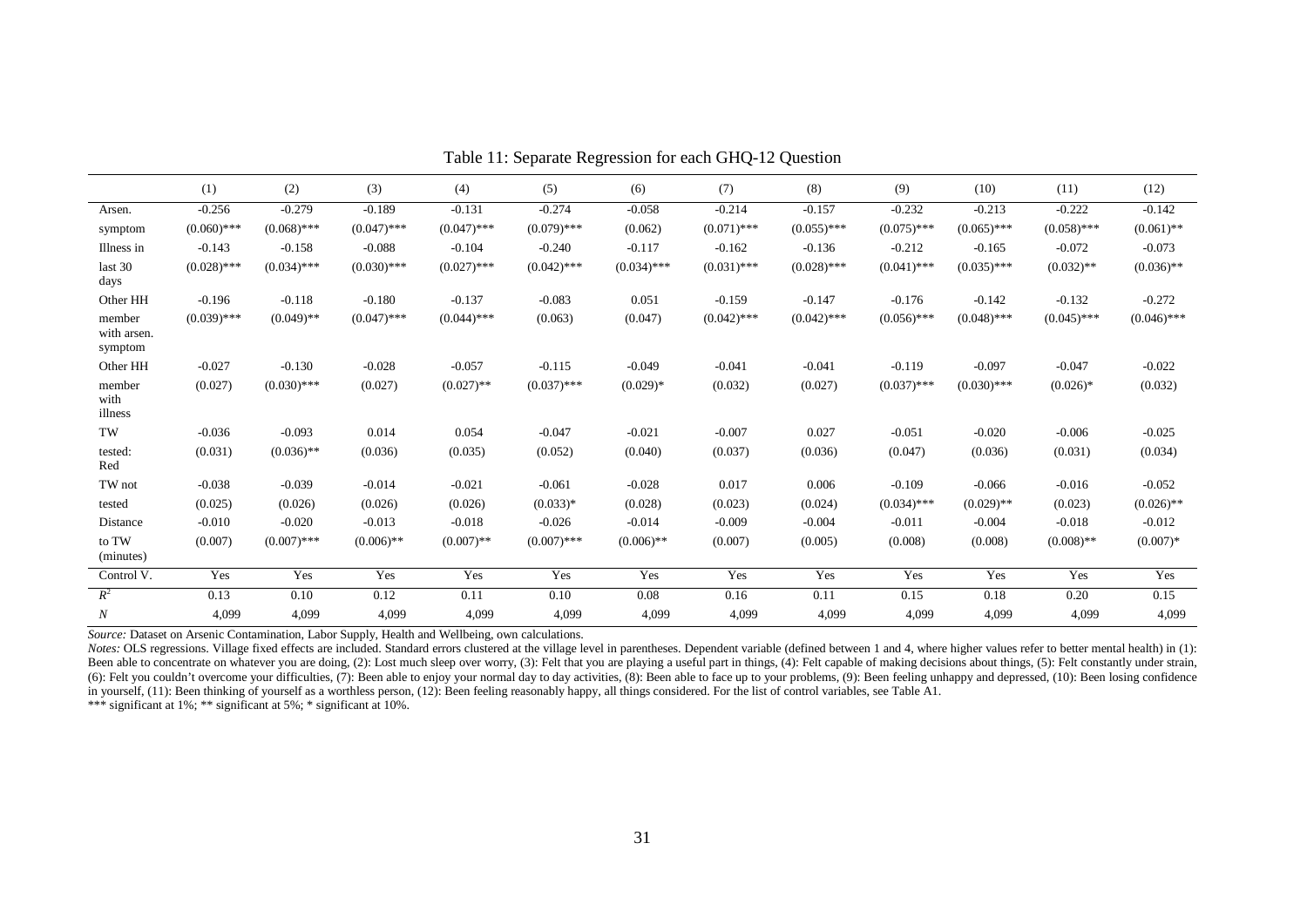Table 11: Separate Regression for each GHQ-12 Question

| | (1) | (2) | (3) | (4) | (5) | (6) | (7) | (8) | (9) | (10) | (11) | (12) |
|---|---|---|---|---|---|---|---|---|---|---|---|---|
| Arsen. | -0.256 | -0.279 | -0.189 | -0.131 | -0.274 | -0.058 | -0.214 | -0.157 | -0.232 | -0.213 | -0.222 | -0.142 |
| symptom | (0.060)*** | (0.068)*** | (0.047)*** | (0.047)*** | (0.079)*** | (0.062) | (0.071)*** | (0.055)*** | (0.075)*** | (0.065)*** | (0.058)*** | (0.061)** |
| Illness in | -0.143 | -0.158 | -0.088 | -0.104 | -0.240 | -0.117 | -0.162 | -0.136 | -0.212 | -0.165 | -0.072 | -0.073 |
| last 30 days | (0.028)*** | (0.034)*** | (0.030)*** | (0.027)*** | (0.042)*** | (0.034)*** | (0.031)*** | (0.028)*** | (0.041)*** | (0.035)*** | (0.032)** | (0.036)** |
| Other HH | -0.196 | -0.118 | -0.180 | -0.137 | -0.083 | 0.051 | -0.159 | -0.147 | -0.176 | -0.142 | -0.132 | -0.272 |
| member with arsen. symptom | (0.039)*** | (0.049)** | (0.047)*** | (0.044)*** | (0.063) | (0.047) | (0.042)*** | (0.042)*** | (0.056)*** | (0.048)*** | (0.045)*** | (0.046)*** |
| Other HH | -0.027 | -0.130 | -0.028 | -0.057 | -0.115 | -0.049 | -0.041 | -0.041 | -0.119 | -0.097 | -0.047 | -0.022 |
| member with illness | (0.027) | (0.030)*** | (0.027) | (0.027)** | (0.037)*** | (0.029)* | (0.032) | (0.027) | (0.037)*** | (0.030)*** | (0.026)* | (0.032) |
| TW | -0.036 | -0.093 | 0.014 | 0.054 | -0.047 | -0.021 | -0.007 | 0.027 | -0.051 | -0.020 | -0.006 | -0.025 |
| tested: Red | (0.031) | (0.036)** | (0.036) | (0.035) | (0.052) | (0.040) | (0.037) | (0.036) | (0.047) | (0.036) | (0.031) | (0.034) |
| TW not | -0.038 | -0.039 | -0.014 | -0.021 | -0.061 | -0.028 | 0.017 | 0.006 | -0.109 | -0.066 | -0.016 | -0.052 |
| tested | (0.025) | (0.026) | (0.026) | (0.026) | (0.033)* | (0.028) | (0.023) | (0.024) | (0.034)*** | (0.029)** | (0.023) | (0.026)** |
| Distance | -0.010 | -0.020 | -0.013 | -0.018 | -0.026 | -0.014 | -0.009 | -0.004 | -0.011 | -0.004 | -0.018 | -0.012 |
| to TW (minutes) | (0.007) | (0.007)*** | (0.006)** | (0.007)** | (0.007)*** | (0.006)** | (0.007) | (0.005) | (0.008) | (0.008) | (0.008)** | (0.007)* |
| Control V. | Yes | Yes | Yes | Yes | Yes | Yes | Yes | Yes | Yes | Yes | Yes | Yes |
| $R^2$ | 0.13 | 0.10 | 0.12 | 0.11 | 0.10 | 0.08 | 0.16 | 0.11 | 0.15 | 0.18 | 0.20 | 0.15 |
| $N$ | 4,099 | 4,099 | 4,099 | 4,099 | 4,099 | 4,099 | 4,099 | 4,099 | 4,099 | 4,099 | 4,099 | 4,099 |

*Source:* Dataset on Arsenic Contamination, Labor Supply, Health and Wellbeing, own calculations.

*Notes:* OLS regressions. Village fixed effects are included. Standard errors clustered at the village level in parentheses. Dependent variable (defined between 1 and 4, where higher values refer to better mental health) in (1): Been able to concentrate on whatever you are doing, (2): Lost much sleep over worry, (3): Felt that you are playing a useful part in things, (4): Felt capable of making decisions about things, (5): Felt constantly under strain, (6): Felt you couldn't overcome your difficulties, (7): Been able to enjoy your normal day to day activities, (8): Been able to face up to your problems, (9): Been feeling unhappy and depressed, (10): Been losing confidence in yourself, (11): Been thinking of yourself as a worthless person, (12): Been feeling reasonably happy, all things considered. For the list of control variables, see Table A1.

*** significant at 1%; ** significant at 5%; * significant at 10%.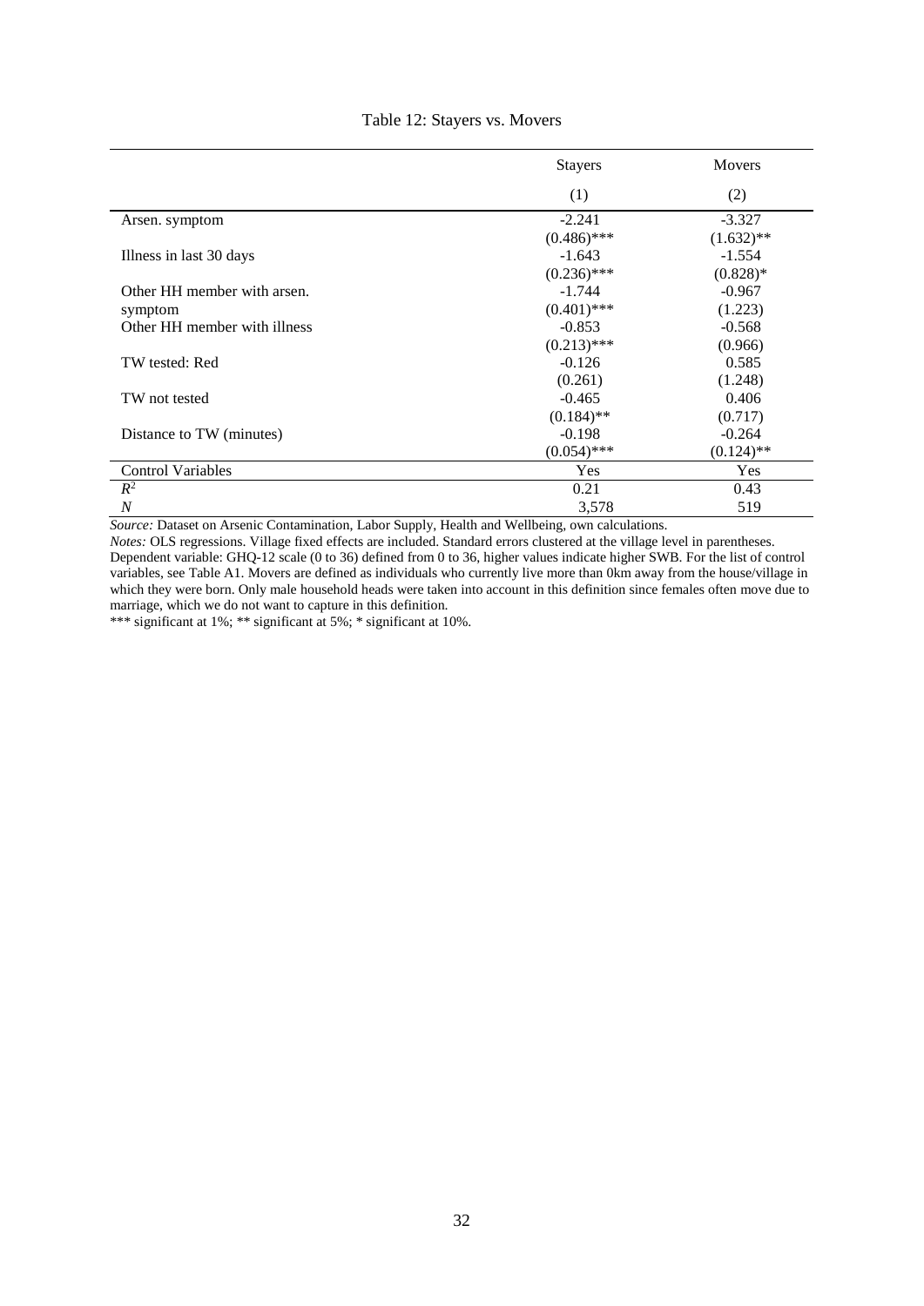Table 12: Stayers vs. Movers

| | Stayers | Movers |
|---|---|---|
| | (1) | (2) |
| Arsen. symptom | -2.241 | -3.327 |
| | (0.486)*** | (1.632)** |
| Illness in last 30 days | -1.643 | -1.554 |
| | (0.236)*** | (0.828)* |
| Other HH member with arsen. symptom | -1.744 | -0.967 |
| | (0.401)*** | (1.223) |
| Other HH member with illness | -0.853 | -0.568 |
| | (0.213)*** | (0.966) |
| TW tested: Red | -0.126 | 0.585 |
| | (0.261) | (1.248) |
| TW not tested | -0.465 | 0.406 |
| | (0.184)** | (0.717) |
| Distance to TW (minutes) | -0.198 | -0.264 |
| | (0.054)*** | (0.124)** |
| Control Variables | Yes | Yes |
| $R^2$ | 0.21 | 0.43 |
| $N$ | 3,578 | 519 |

*Source:* Dataset on Arsenic Contamination, Labor Supply, Health and Wellbeing, own calculations.
*Notes:* OLS regressions. Village fixed effects are included. Standard errors clustered at the village level in parentheses. Dependent variable: GHQ-12 scale (0 to 36) defined from 0 to 36, higher values indicate higher SWB. For the list of control variables, see Table A1. Movers are defined as individuals who currently live more than 0km away from the house/village in which they were born. Only male household heads were taken into account in this definition since females often move due to marriage, which we do not want to capture in this definition.
*** significant at 1%; ** significant at 5%; * significant at 10%.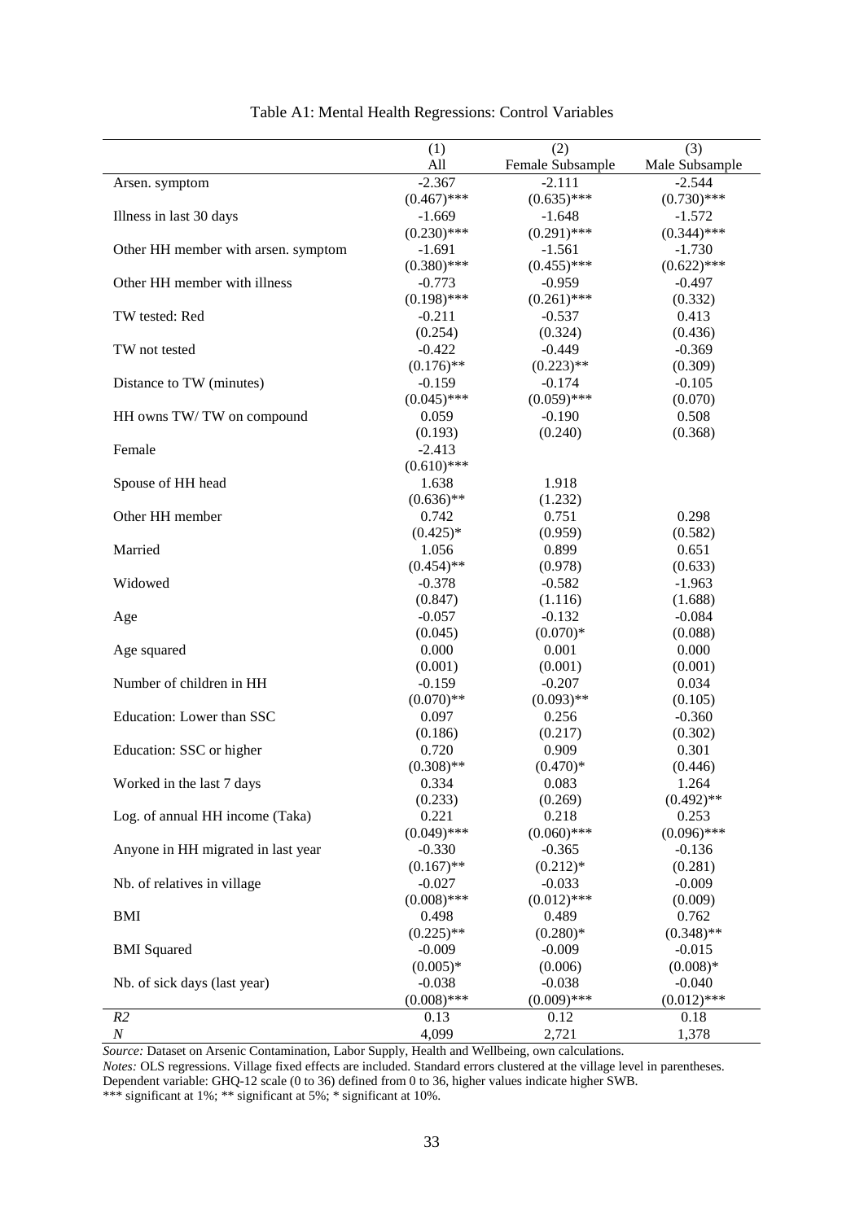Table A1: Mental Health Regressions: Control Variables

| | (1) | (2) | (3) |
|---|---|---|---|
| | All | Female Subsample | Male Subsample |
| Arsen. symptom | -2.367 | -2.111 | -2.544 |
| | (0.467)*** | (0.635)*** | (0.730)*** |
| Illness in last 30 days | -1.669 | -1.648 | -1.572 |
| | (0.230)*** | (0.291)*** | (0.344)*** |
| Other HH member with arsen. symptom | -1.691 | -1.561 | -1.730 |
| | (0.380)*** | (0.455)*** | (0.622)*** |
| Other HH member with illness | -0.773 | -0.959 | -0.497 |
| | (0.198)*** | (0.261)*** | (0.332) |
| TW tested: Red | -0.211 | -0.537 | 0.413 |
| | (0.254) | (0.324) | (0.436) |
| TW not tested | -0.422 | -0.449 | -0.369 |
| | (0.176)** | (0.223)** | (0.309) |
| Distance to TW (minutes) | -0.159 | -0.174 | -0.105 |
| | (0.045)*** | (0.059)*** | (0.070) |
| HH owns TW/ TW on compound | 0.059 | -0.190 | 0.508 |
| | (0.193) | (0.240) | (0.368) |
| Female | -2.413 | | |
| | (0.610)*** | | |
| Spouse of HH head | 1.638 | 1.918 | |
| | (0.636)** | (1.232) | |
| Other HH member | 0.742 | 0.751 | 0.298 |
| | (0.425)* | (0.959) | (0.582) |
| Married | 1.056 | 0.899 | 0.651 |
| | (0.454)** | (0.978) | (0.633) |
| Widowed | -0.378 | -0.582 | -1.963 |
| | (0.847) | (1.116) | (1.688) |
| Age | -0.057 | -0.132 | -0.084 |
| | (0.045) | (0.070)* | (0.088) |
| Age squared | 0.000 | 0.001 | 0.000 |
| | (0.001) | (0.001) | (0.001) |
| Number of children in HH | -0.159 | -0.207 | 0.034 |
| | (0.070)** | (0.093)** | (0.105) |
| Education: Lower than SSC | 0.097 | 0.256 | -0.360 |
| | (0.186) | (0.217) | (0.302) |
| Education: SSC or higher | 0.720 | 0.909 | 0.301 |
| | (0.308)** | (0.470)* | (0.446) |
| Worked in the last 7 days | 0.334 | 0.083 | 1.264 |
| | (0.233) | (0.269) | (0.492)** |
| Log. of annual HH income (Taka) | 0.221 | 0.218 | 0.253 |
| | (0.049)*** | (0.060)*** | (0.096)*** |
| Anyone in HH migrated in last year | -0.330 | -0.365 | -0.136 |
| | (0.167)** | (0.212)* | (0.281) |
| Nb. of relatives in village | -0.027 | -0.033 | -0.009 |
| | (0.008)*** | (0.012)*** | (0.009) |
| BMI | 0.498 | 0.489 | 0.762 |
| | (0.225)** | (0.280)* | (0.348)** |
| BMI Squared | -0.009 | -0.009 | -0.015 |
| | (0.005)* | (0.006) | (0.008)* |
| Nb. of sick days (last year) | -0.038 | -0.038 | -0.040 |
| | (0.008)*** | (0.009)*** | (0.012)*** |
| *R2* | 0.13 | 0.12 | 0.18 |
| *N* | 4,099 | 2,721 | 1,378 |

*Source:* Dataset on Arsenic Contamination, Labor Supply, Health and Wellbeing, own calculations.
*Notes:* OLS regressions. Village fixed effects are included. Standard errors clustered at the village level in parentheses. Dependent variable: GHQ-12 scale (0 to 36) defined from 0 to 36, higher values indicate higher SWB.
*** significant at 1%; ** significant at 5%; * significant at 10%.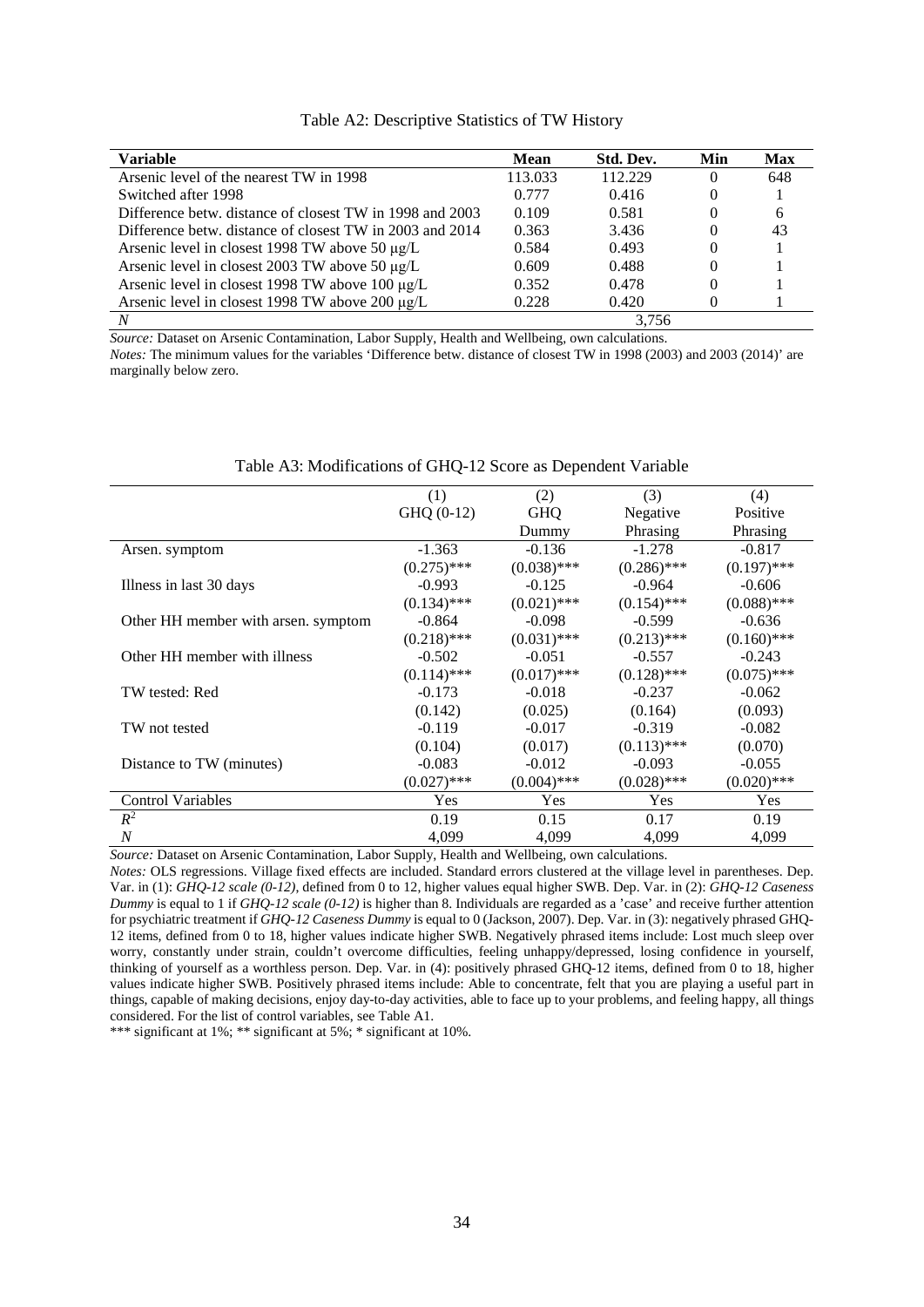Table A2: Descriptive Statistics of TW History

| Variable | Mean | Std. Dev. | Min | Max |
|---|---|---|---|---|
| Arsenic level of the nearest TW in 1998 | 113.033 | 112.229 | 0 | 648 |
| Switched after 1998 | 0.777 | 0.416 | 0 | 1 |
| Difference betw. distance of closest TW in 1998 and 2003 | 0.109 | 0.581 | 0 | 6 |
| Difference betw. distance of closest TW in 2003 and 2014 | 0.363 | 3.436 | 0 | 43 |
| Arsenic level in closest 1998 TW above 50 μg/L | 0.584 | 0.493 | 0 | 1 |
| Arsenic level in closest 2003 TW above 50 μg/L | 0.609 | 0.488 | 0 | 1 |
| Arsenic level in closest 1998 TW above 100 μg/L | 0.352 | 0.478 | 0 | 1 |
| Arsenic level in closest 1998 TW above 200 μg/L | 0.228 | 0.420 | 0 | 1 |
| *N* | | 3,756 | | |

*Source:* Dataset on Arsenic Contamination, Labor Supply, Health and Wellbeing, own calculations.
*Notes:* The minimum values for the variables 'Difference betw. distance of closest TW in 1998 (2003) and 2003 (2014)' are marginally below zero.

Table A3: Modifications of GHQ-12 Score as Dependent Variable

| | (1) GHQ (0-12) | (2) GHQ Dummy | (3) Negative Phrasing | (4) Positive Phrasing |
|---|---|---|---|---|
| Arsen. symptom | -1.363 | -0.136 | -1.278 | -0.817 |
| | (0.275)*** | (0.038)*** | (0.286)*** | (0.197)*** |
| Illness in last 30 days | -0.993 | -0.125 | -0.964 | -0.606 |
| | (0.134)*** | (0.021)*** | (0.154)*** | (0.088)*** |
| Other HH member with arsen. symptom | -0.864 | -0.098 | -0.599 | -0.636 |
| | (0.218)*** | (0.031)*** | (0.213)*** | (0.160)*** |
| Other HH member with illness | -0.502 | -0.051 | -0.557 | -0.243 |
| | (0.114)*** | (0.017)*** | (0.128)*** | (0.075)*** |
| TW tested: Red | -0.173 | -0.018 | -0.237 | -0.062 |
| | (0.142) | (0.025) | (0.164) | (0.093) |
| TW not tested | -0.119 | -0.017 | -0.319 | -0.082 |
| | (0.104) | (0.017) | (0.113)*** | (0.070) |
| Distance to TW (minutes) | -0.083 | -0.012 | -0.093 | -0.055 |
| | (0.027)*** | (0.004)*** | (0.028)*** | (0.020)*** |
| Control Variables | Yes | Yes | Yes | Yes |
| $R^2$ | 0.19 | 0.15 | 0.17 | 0.19 |
| *N* | 4,099 | 4,099 | 4,099 | 4,099 |

*Source:* Dataset on Arsenic Contamination, Labor Supply, Health and Wellbeing, own calculations.
*Notes:* OLS regressions. Village fixed effects are included. Standard errors clustered at the village level in parentheses. Dep. Var. in (1): *GHQ-12 scale (0-12)*, defined from 0 to 12, higher values equal higher SWB. Dep. Var. in (2): *GHQ-12 Caseness Dummy* is equal to 1 if *GHQ-12 scale (0-12)* is higher than 8. Individuals are regarded as a 'case' and receive further attention for psychiatric treatment if *GHQ-12 Caseness Dummy* is equal to 0 (Jackson, 2007). Dep. Var. in (3): negatively phrased GHQ-12 items, defined from 0 to 18, higher values indicate higher SWB. Negatively phrased items include: Lost much sleep over worry, constantly under strain, couldn't overcome difficulties, feeling unhappy/depressed, losing confidence in yourself, thinking of yourself as a worthless person. Dep. Var. in (4): positively phrased GHQ-12 items, defined from 0 to 18, higher values indicate higher SWB. Positively phrased items include: Able to concentrate, felt that you are playing a useful part in things, capable of making decisions, enjoy day-to-day activities, able to face up to your problems, and feeling happy, all things considered. For the list of control variables, see Table A1.
*** significant at 1%; ** significant at 5%; * significant at 10%.